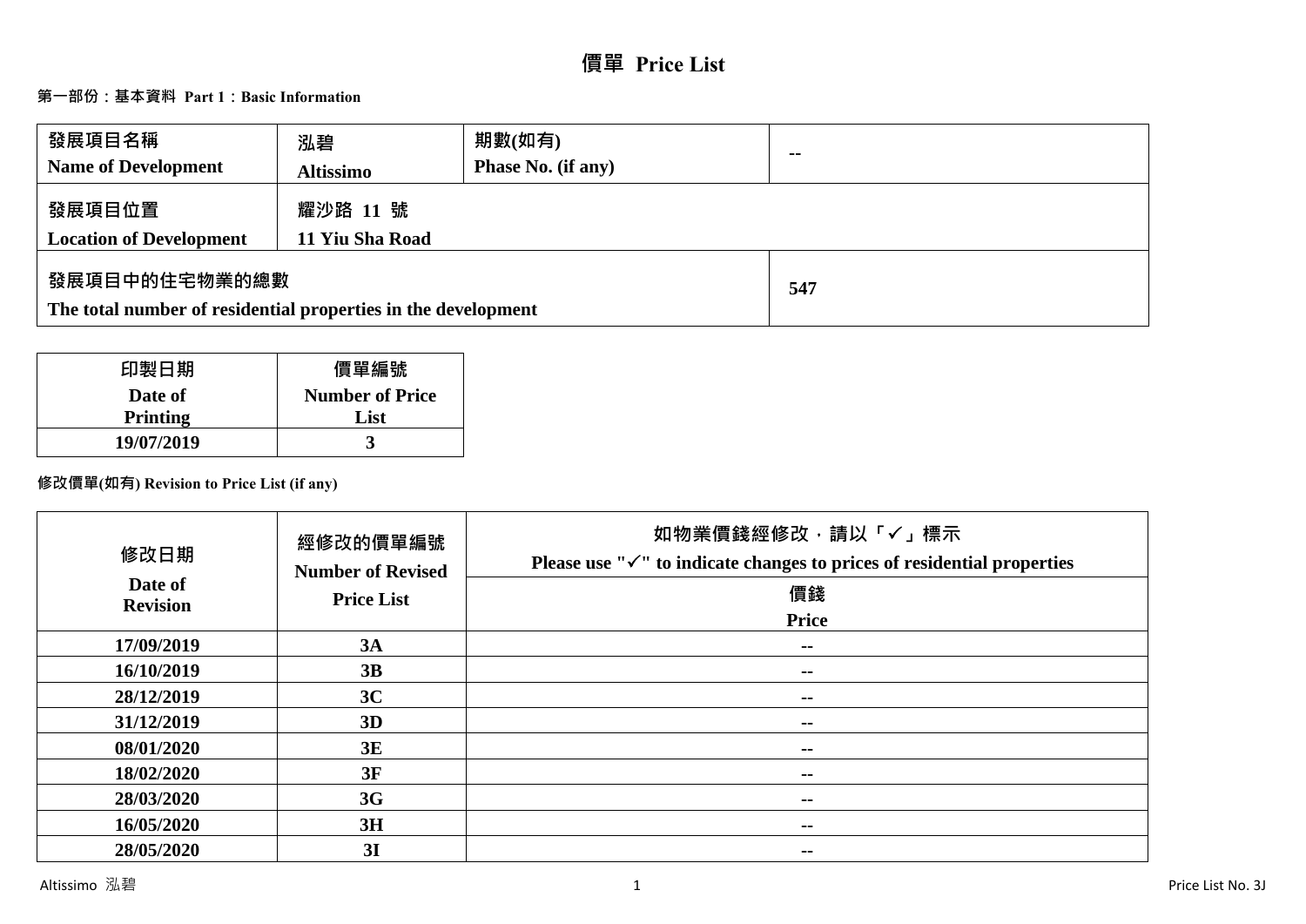# 價單 Price List

## 第一部份：基本資料 Part 1：Basic Information

| 發展項目名稱 Name of Development | 泓碧 Altissimo | 期數(如有) Phase No. (if any) | -- |
|---|---|---|---|
| 發展項目位置 Location of Development | 耀沙路 11 號 11 Yiu Sha Road | | |
| 發展項目中的住宅物業的總數 The total number of residential properties in the development | | | 547 |

| 印製日期 Date of Printing | 價單編號 Number of Price List |
|---|---|
| 19/07/2019 | 3 |

## 修改價單(如有) Revision to Price List (if any)

| 修改日期 Date of Revision | 經修改的價單編號 Number of Revised Price List | 如物業價錢經修改，請以「✓」標示 Please use "✓" to indicate changes to prices of residential properties |
|---|---|---|
| | | 價錢 Price |
| 17/09/2019 | 3A | -- |
| 16/10/2019 | 3B | -- |
| 28/12/2019 | 3C | -- |
| 31/12/2019 | 3D | -- |
| 08/01/2020 | 3E | -- |
| 18/02/2020 | 3F | -- |
| 28/03/2020 | 3G | -- |
| 16/05/2020 | 3H | -- |
| 28/05/2020 | 3I | -- |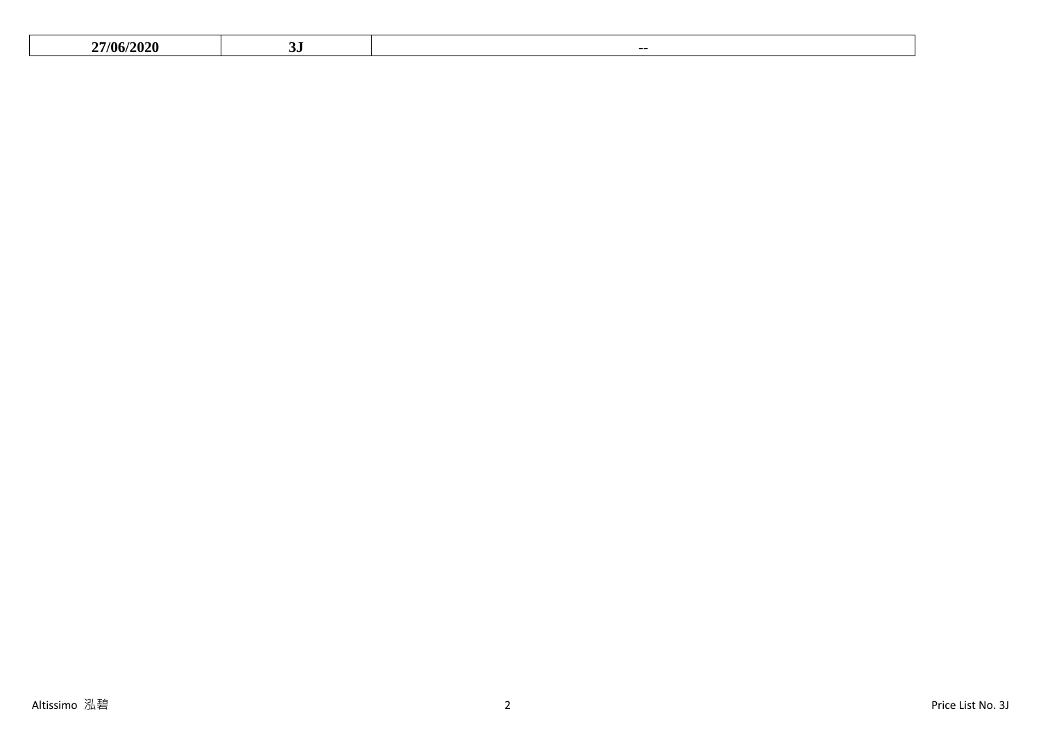| 27/06/2020 | 3J | -- |
|---|---|---|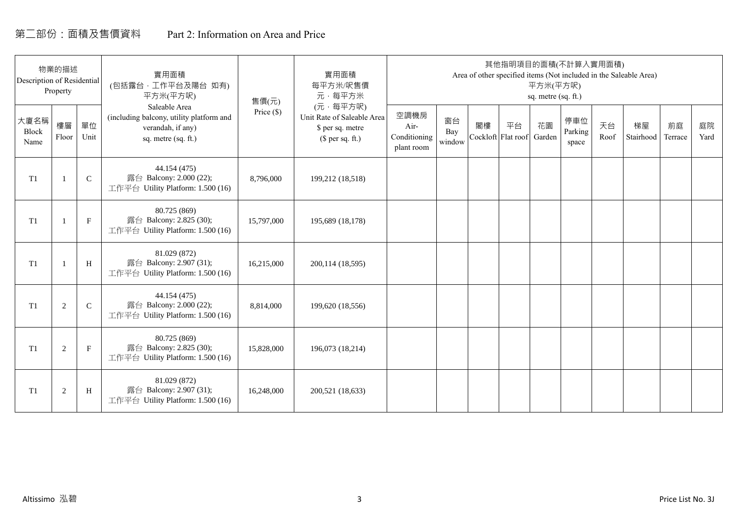# 第二部份：面積及售價資料 Part 2: Information on Area and Price

| 物業的描述 Description of Residential Property | | | 實用面積 (包括露台，工作平台及陽台 如有) 平方米(平方呎) Saleable Area (including balcony, utility platform and verandah, if any) sq. metre (sq. ft.) | 售價(元) Price ($) | 實用面積 每平方米/呎售價 元，每平方米 (元，每平方呎) Unit Rate of Saleable Area $ per sq. metre ($ per sq. ft.) | 其他指明項目的面積(不計算入實用面積) Area of other specified items (Not included in the Saleable Area) 平方米(平方呎) sq. metre (sq. ft.) | | | | | | | | | |
|---|---|---|---|---|---|---|---|---|---|---|---|---|---|---|---|
| 大廈名稱 Block Name | 樓層 Floor | 單位 Unit | | | | 空調機房 Air-Conditioning plant room | 窗台 Bay window | 閣樓 Cockloft | 平台 Flat roof | 花園 Garden | 停車位 Parking space | 天台 Roof | 梯屋 Stairhood | 前庭 Terrace | 庭院 Yard |
| T1 | 1 | C | 44.154 (475) 露台 Balcony: 2.000 (22); 工作平台 Utility Platform: 1.500 (16) | 8,796,000 | 199,212 (18,518) | | | | | | | | | | |
| T1 | 1 | F | 80.725 (869) 露台 Balcony: 2.825 (30); 工作平台 Utility Platform: 1.500 (16) | 15,797,000 | 195,689 (18,178) | | | | | | | | | | |
| T1 | 1 | H | 81.029 (872) 露台 Balcony: 2.907 (31); 工作平台 Utility Platform: 1.500 (16) | 16,215,000 | 200,114 (18,595) | | | | | | | | | | |
| T1 | 2 | C | 44.154 (475) 露台 Balcony: 2.000 (22); 工作平台 Utility Platform: 1.500 (16) | 8,814,000 | 199,620 (18,556) | | | | | | | | | | |
| T1 | 2 | F | 80.725 (869) 露台 Balcony: 2.825 (30); 工作平台 Utility Platform: 1.500 (16) | 15,828,000 | 196,073 (18,214) | | | | | | | | | | |
| T1 | 2 | H | 81.029 (872) 露台 Balcony: 2.907 (31); 工作平台 Utility Platform: 1.500 (16) | 16,248,000 | 200,521 (18,633) | | | | | | | | | | |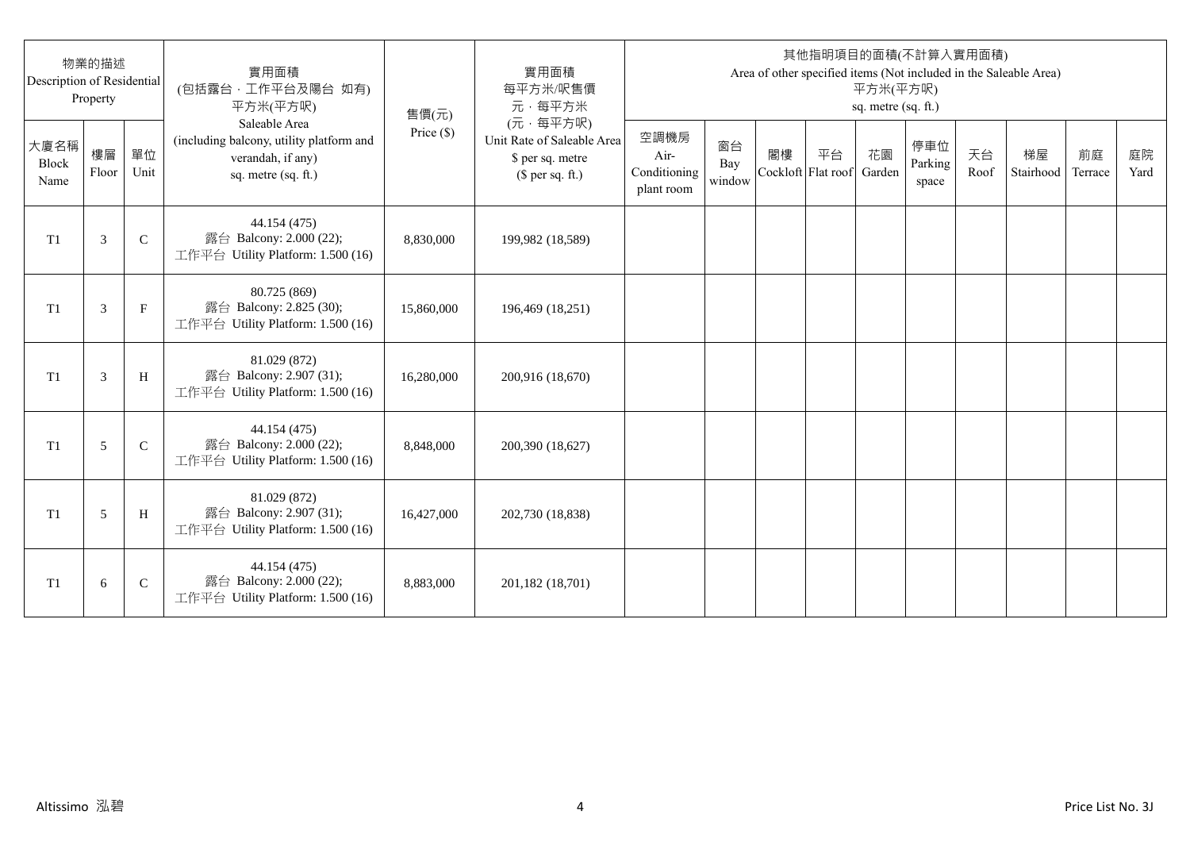| 物業的描述 Description of Residential Property | | | 實用面積 (包括露台，工作平台及陽台 如有) 平方米(平方呎) Saleable Area (including balcony, utility platform and verandah, if any) sq. metre (sq. ft.) | 售價(元) Price ($) | 實用面積 每平方米/呎售價 元，每平方米 (元，每平方呎) Unit Rate of Saleable Area $ per sq. metre ($ per sq. ft.) | 其他指明項目的面積(不計算入實用面積) Area of other specified items (Not included in the Saleable Area) 平方米(平方呎) sq. metre (sq. ft.) | | | | | | | | | |
|---|---|---|---|---|---|---|---|---|---|---|---|---|---|---|---|
| 大廈名稱 Block Name | 樓層 Floor | 單位 Unit | | | | 空調機房 Air-Conditioning plant room | 窗台 Bay window | 閣樓 Cockloft | 平台 Flat roof | 花園 Garden | 停車位 Parking space | 天台 Roof | 梯屋 Stairhood | 前庭 Terrace | 庭院 Yard |
| T1 | 3 | C | 44.154 (475) 露台 Balcony: 2.000 (22); 工作平台 Utility Platform: 1.500 (16) | 8,830,000 | 199,982 (18,589) | | | | | | | | | | |
| T1 | 3 | F | 80.725 (869) 露台 Balcony: 2.825 (30); 工作平台 Utility Platform: 1.500 (16) | 15,860,000 | 196,469 (18,251) | | | | | | | | | | |
| T1 | 3 | H | 81.029 (872) 露台 Balcony: 2.907 (31); 工作平台 Utility Platform: 1.500 (16) | 16,280,000 | 200,916 (18,670) | | | | | | | | | | |
| T1 | 5 | C | 44.154 (475) 露台 Balcony: 2.000 (22); 工作平台 Utility Platform: 1.500 (16) | 8,848,000 | 200,390 (18,627) | | | | | | | | | | |
| T1 | 5 | H | 81.029 (872) 露台 Balcony: 2.907 (31); 工作平台 Utility Platform: 1.500 (16) | 16,427,000 | 202,730 (18,838) | | | | | | | | | | |
| T1 | 6 | C | 44.154 (475) 露台 Balcony: 2.000 (22); 工作平台 Utility Platform: 1.500 (16) | 8,883,000 | 201,182 (18,701) | | | | | | | | | | |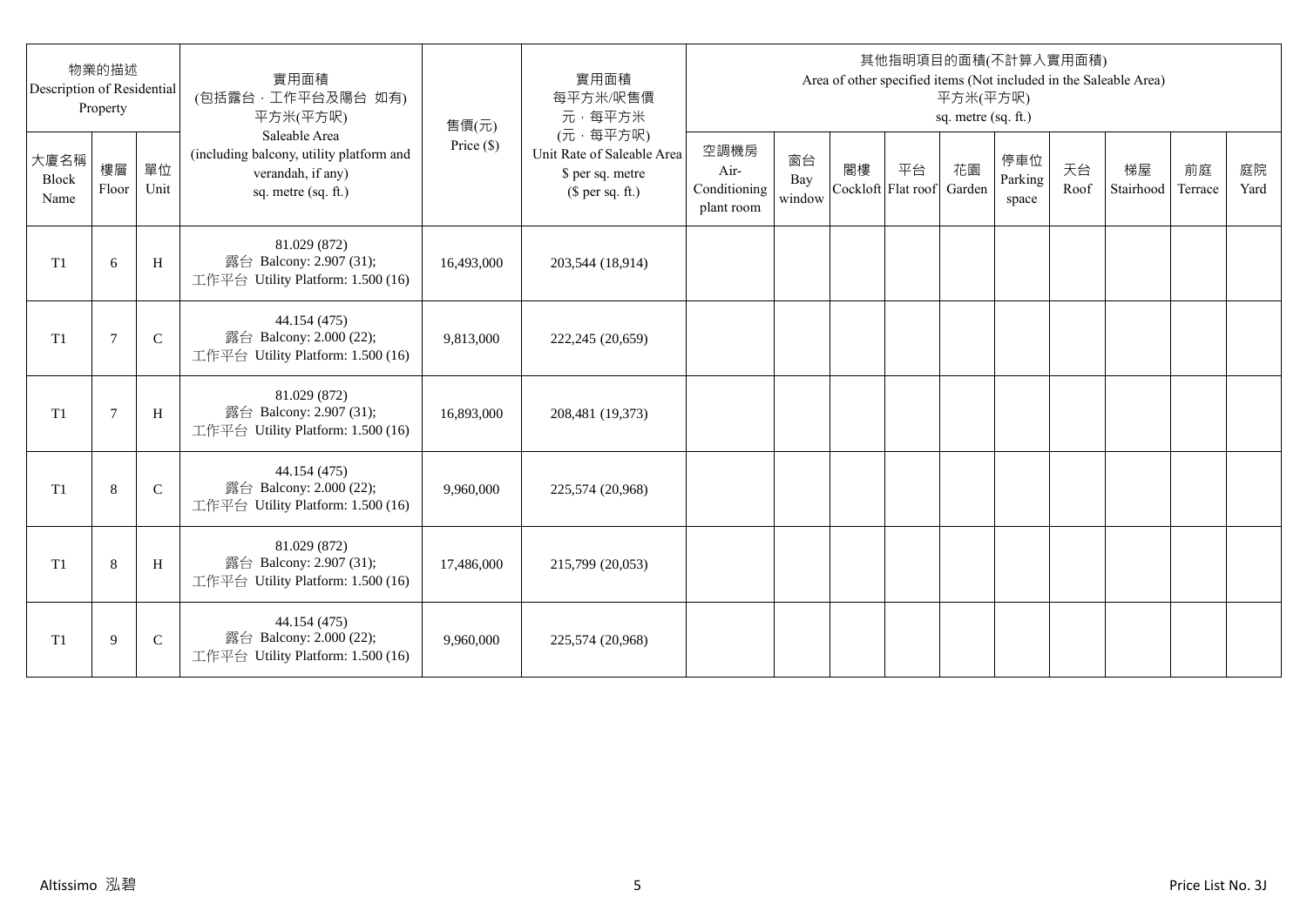| 物業的描述 Description of Residential Property | | | 實用面積 (包括露台，工作平台及陽台 如有) 平方米(平方呎) Saleable Area (including balcony, utility platform and verandah, if any) sq. metre (sq. ft.) | 售價(元) Price ($) | 實用面積 每平方米/呎售價 元，每平方米 (元，每平方呎) Unit Rate of Saleable Area $ per sq. metre ($ per sq. ft.) | 其他指明項目的面積(不計算入實用面積) Area of other specified items (Not included in the Saleable Area) 平方米(平方呎) sq. metre (sq. ft.) | | | | | | | | | |
|---|---|---|---|---|---|---|---|---|---|---|---|---|---|---|---|
| 大廈名稱 Block Name | 樓層 Floor | 單位 Unit | | | | 空調機房 Air-Conditioning plant room | 窗台 Bay window | 閣樓 Cockloft | 平台 Flat roof | 花園 Garden | 停車位 Parking space | 天台 Roof | 梯屋 Stairhood | 前庭 Terrace | 庭院 Yard |
| T1 | 6 | H | 81.029 (872) 露台 Balcony: 2.907 (31); 工作平台 Utility Platform: 1.500 (16) | 16,493,000 | 203,544 (18,914) | | | | | | | | | | |
| T1 | 7 | C | 44.154 (475) 露台 Balcony: 2.000 (22); 工作平台 Utility Platform: 1.500 (16) | 9,813,000 | 222,245 (20,659) | | | | | | | | | | |
| T1 | 7 | H | 81.029 (872) 露台 Balcony: 2.907 (31); 工作平台 Utility Platform: 1.500 (16) | 16,893,000 | 208,481 (19,373) | | | | | | | | | | |
| T1 | 8 | C | 44.154 (475) 露台 Balcony: 2.000 (22); 工作平台 Utility Platform: 1.500 (16) | 9,960,000 | 225,574 (20,968) | | | | | | | | | | |
| T1 | 8 | H | 81.029 (872) 露台 Balcony: 2.907 (31); 工作平台 Utility Platform: 1.500 (16) | 17,486,000 | 215,799 (20,053) | | | | | | | | | | |
| T1 | 9 | C | 44.154 (475) 露台 Balcony: 2.000 (22); 工作平台 Utility Platform: 1.500 (16) | 9,960,000 | 225,574 (20,968) | | | | | | | | | | |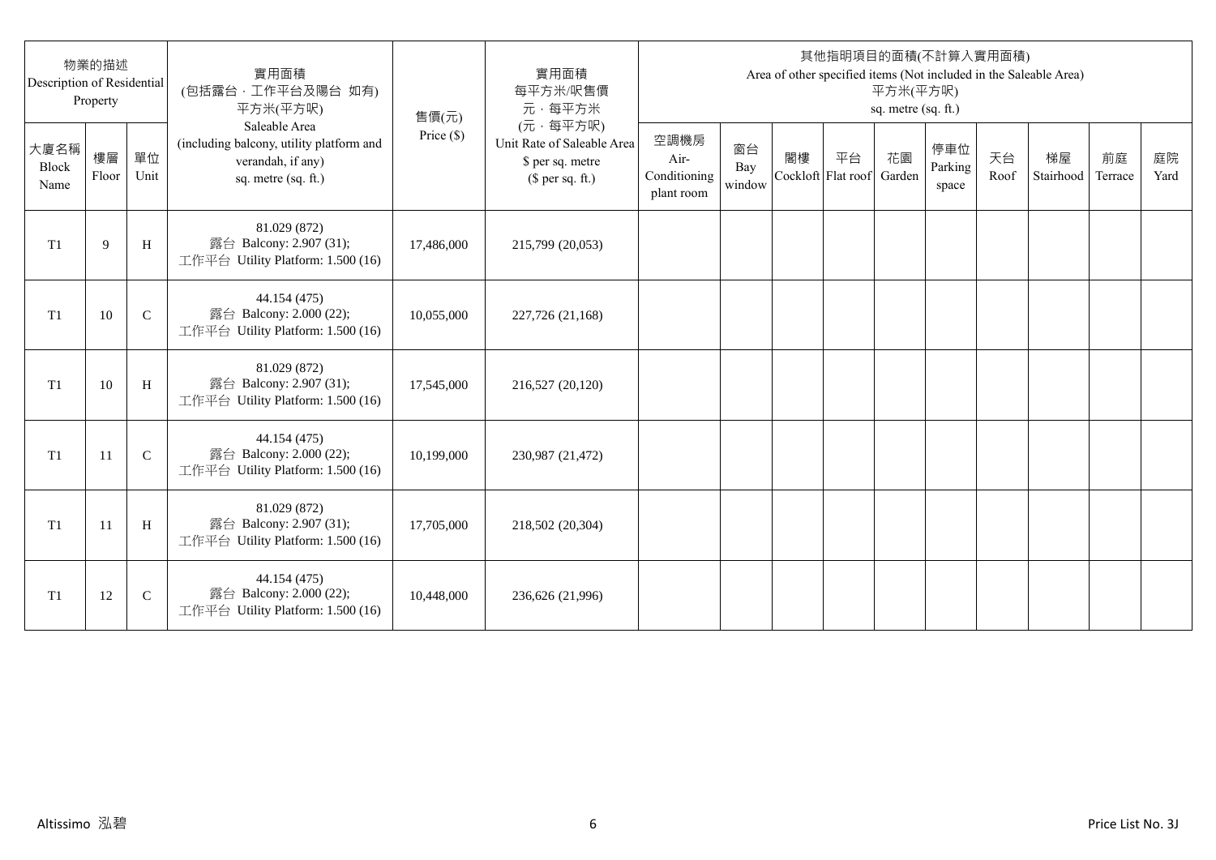| 物業的描述 Description of Residential Property | | | 實用面積 (包括露台，工作平台及陽台 如有) 平方米(平方呎) Saleable Area (including balcony, utility platform and verandah, if any) sq. metre (sq. ft.) | 售價(元) Price ($) | 實用面積 每平方米/呎售價 元，每平方米 (元，每平方呎) Unit Rate of Saleable Area $ per sq. metre ($ per sq. ft.) | 其他指明項目的面積(不計算入實用面積) Area of other specified items (Not included in the Saleable Area) 平方米(平方呎) sq. metre (sq. ft.) | | | | | | | | | |
|---|---|---|---|---|---|---|---|---|---|---|---|---|---|---|---|
| 大廈名稱 Block Name | 樓層 Floor | 單位 Unit | | | | 空調機房 Air-Conditioning plant room | 窗台 Bay window | 閣樓 Cockloft | 平台 Flat roof | 花園 Garden | 停車位 Parking space | 天台 Roof | 梯屋 Stairhood | 前庭 Terrace | 庭院 Yard |
| T1 | 9 | H | 81.029 (872) 露台 Balcony: 2.907 (31); 工作平台 Utility Platform: 1.500 (16) | 17,486,000 | 215,799 (20,053) | | | | | | | | | | |
| T1 | 10 | C | 44.154 (475) 露台 Balcony: 2.000 (22); 工作平台 Utility Platform: 1.500 (16) | 10,055,000 | 227,726 (21,168) | | | | | | | | | | |
| T1 | 10 | H | 81.029 (872) 露台 Balcony: 2.907 (31); 工作平台 Utility Platform: 1.500 (16) | 17,545,000 | 216,527 (20,120) | | | | | | | | | | |
| T1 | 11 | C | 44.154 (475) 露台 Balcony: 2.000 (22); 工作平台 Utility Platform: 1.500 (16) | 10,199,000 | 230,987 (21,472) | | | | | | | | | | |
| T1 | 11 | H | 81.029 (872) 露台 Balcony: 2.907 (31); 工作平台 Utility Platform: 1.500 (16) | 17,705,000 | 218,502 (20,304) | | | | | | | | | | |
| T1 | 12 | C | 44.154 (475) 露台 Balcony: 2.000 (22); 工作平台 Utility Platform: 1.500 (16) | 10,448,000 | 236,626 (21,996) | | | | | | | | | | |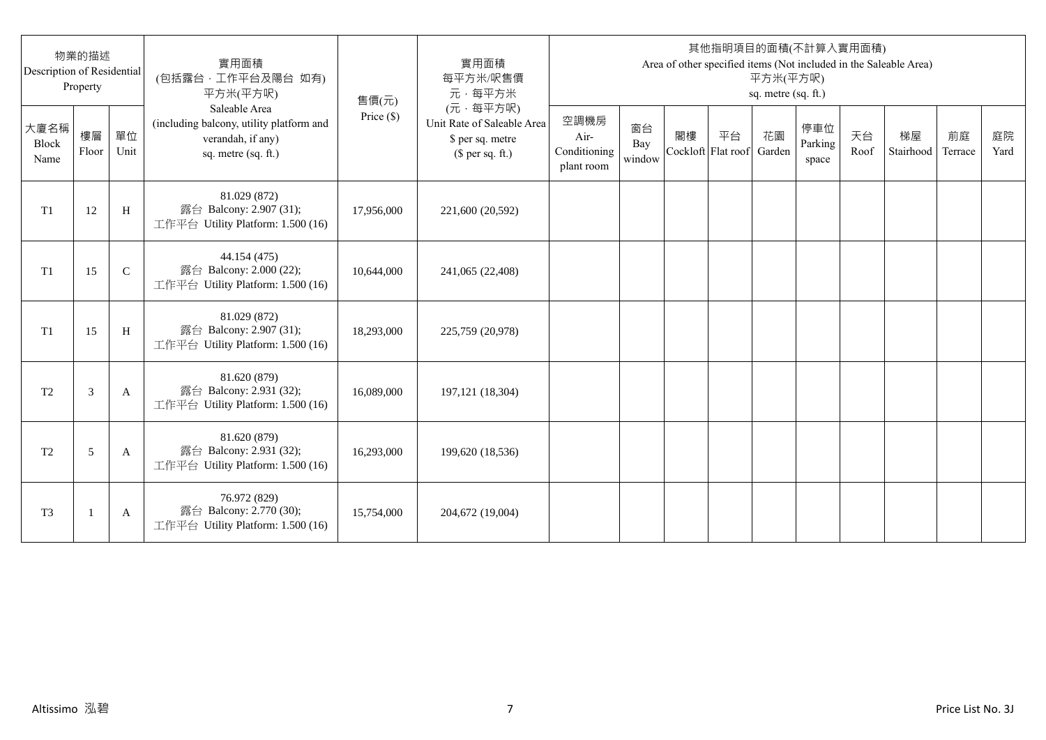| 物業的描述 Description of Residential Property | | | 實用面積 (包括露台，工作平台及陽台 如有) 平方米(平方呎) Saleable Area (including balcony, utility platform and verandah, if any) sq. metre (sq. ft.) | 售價(元) Price ($) | 實用面積 每平方米/呎售價 元，每平方米 (元，每平方呎) Unit Rate of Saleable Area $ per sq. metre ($ per sq. ft.) | 其他指明項目的面積(不計算入實用面積) Area of other specified items (Not included in the Saleable Area) 平方米(平方呎) sq. metre (sq. ft.) | | | | | | | | | |
|---|---|---|---|---|---|---|---|---|---|---|---|---|---|---|---|
| 大廈名稱 Block Name | 樓層 Floor | 單位 Unit | | | | 空調機房 Air-Conditioning plant room | 窗台 Bay window | 閣樓 Cockloft | 平台 Flat roof | 花園 Garden | 停車位 Parking space | 天台 Roof | 梯屋 Stairhood | 前庭 Terrace | 庭院 Yard |
| T1 | 12 | H | 81.029 (872) 露台 Balcony: 2.907 (31); 工作平台 Utility Platform: 1.500 (16) | 17,956,000 | 221,600 (20,592) | | | | | | | | | | |
| T1 | 15 | C | 44.154 (475) 露台 Balcony: 2.000 (22); 工作平台 Utility Platform: 1.500 (16) | 10,644,000 | 241,065 (22,408) | | | | | | | | | | |
| T1 | 15 | H | 81.029 (872) 露台 Balcony: 2.907 (31); 工作平台 Utility Platform: 1.500 (16) | 18,293,000 | 225,759 (20,978) | | | | | | | | | | |
| T2 | 3 | A | 81.620 (879) 露台 Balcony: 2.931 (32); 工作平台 Utility Platform: 1.500 (16) | 16,089,000 | 197,121 (18,304) | | | | | | | | | | |
| T2 | 5 | A | 81.620 (879) 露台 Balcony: 2.931 (32); 工作平台 Utility Platform: 1.500 (16) | 16,293,000 | 199,620 (18,536) | | | | | | | | | | |
| T3 | 1 | A | 76.972 (829) 露台 Balcony: 2.770 (30); 工作平台 Utility Platform: 1.500 (16) | 15,754,000 | 204,672 (19,004) | | | | | | | | | | |

Altissimo 泓碧

Price List No. 3J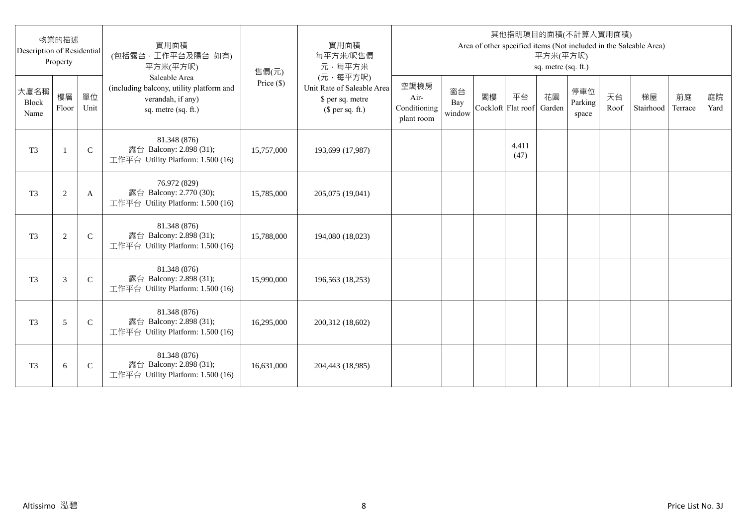| 物業的描述 Description of Residential Property | | | 實用面積 (包括露台．工作平台及陽台 如有) 平方米(平方呎) Saleable Area (including balcony, utility platform and verandah, if any) sq. metre (sq. ft.) | 售價(元) Price ($) | 實用面積 每平方米/呎售價 元．每平方米 (元．每平方呎) Unit Rate of Saleable Area $ per sq. metre ($ per sq. ft.) | 其他指明項目的面積(不計算入實用面積) Area of other specified items (Not included in the Saleable Area) 平方米(平方呎) sq. metre (sq. ft.) | | | | | | | | | |
|---|---|---|---|---|---|---|---|---|---|---|---|---|---|---|---|
| 大廈名稱 Block Name | 樓層 Floor | 單位 Unit | | | | 空調機房 Air-Conditioning plant room | 窗台 Bay window | 閣樓 Cockloft | 平台 Flat roof | 花園 Garden | 停車位 Parking space | 天台 Roof | 梯屋 Stairhood | 前庭 Terrace | 庭院 Yard |
| T3 | 1 | C | 81.348 (876) 露台 Balcony: 2.898 (31); 工作平台 Utility Platform: 1.500 (16) | 15,757,000 | 193,699 (17,987) | | | | 4.411 (47) | | | | | | |
| T3 | 2 | A | 76.972 (829) 露台 Balcony: 2.770 (30); 工作平台 Utility Platform: 1.500 (16) | 15,785,000 | 205,075 (19,041) | | | | | | | | | | |
| T3 | 2 | C | 81.348 (876) 露台 Balcony: 2.898 (31); 工作平台 Utility Platform: 1.500 (16) | 15,788,000 | 194,080 (18,023) | | | | | | | | | | |
| T3 | 3 | C | 81.348 (876) 露台 Balcony: 2.898 (31); 工作平台 Utility Platform: 1.500 (16) | 15,990,000 | 196,563 (18,253) | | | | | | | | | | |
| T3 | 5 | C | 81.348 (876) 露台 Balcony: 2.898 (31); 工作平台 Utility Platform: 1.500 (16) | 16,295,000 | 200,312 (18,602) | | | | | | | | | | |
| T3 | 6 | C | 81.348 (876) 露台 Balcony: 2.898 (31); 工作平台 Utility Platform: 1.500 (16) | 16,631,000 | 204,443 (18,985) | | | | | | | | | | |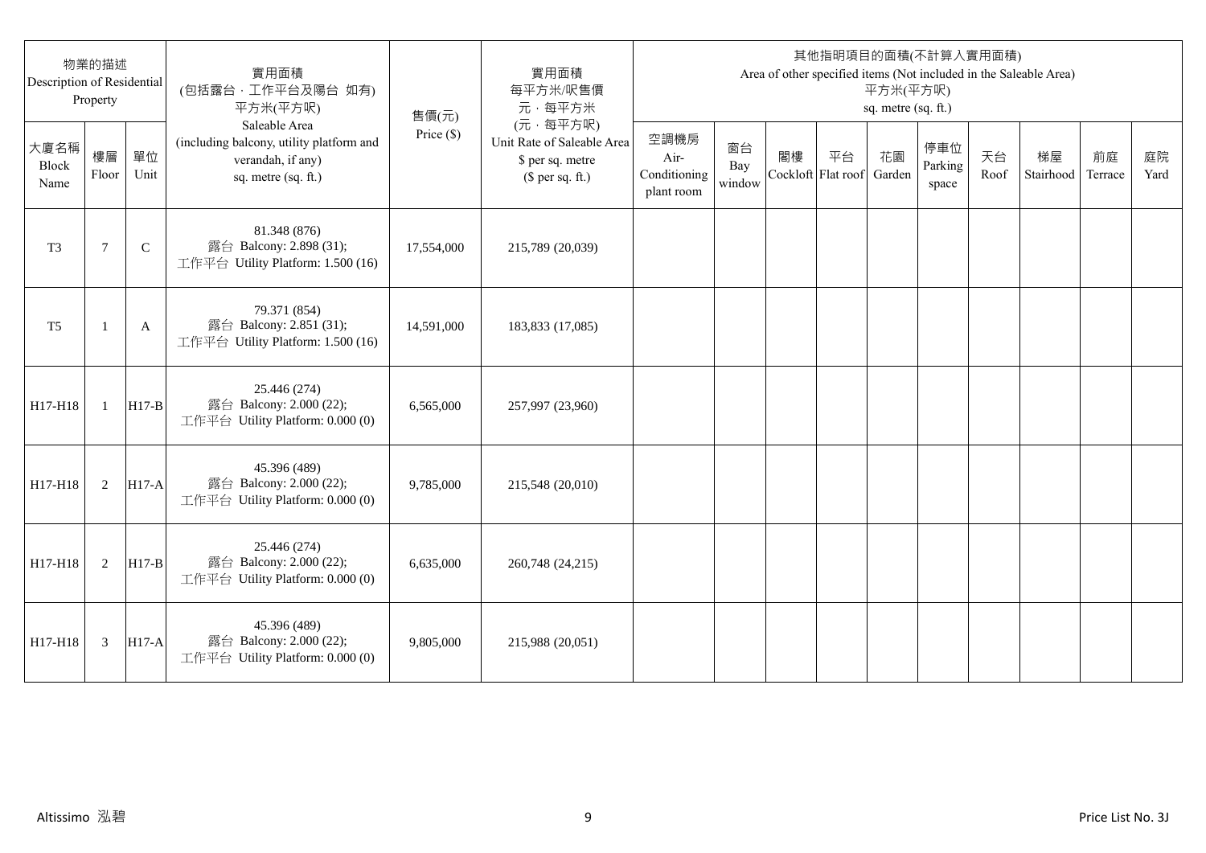| 物業的描述 Description of Residential Property | | | 實用面積 (包括露台，工作平台及陽台 如有) 平方米(平方呎) Saleable Area (including balcony, utility platform and verandah, if any) sq. metre (sq. ft.) | 售價(元) Price ($) | 實用面積 每平方米/呎售價 元，每平方米 (元，每平方呎) Unit Rate of Saleable Area $ per sq. metre ($ per sq. ft.) | 其他指明項目的面積(不計算入實用面積) Area of other specified items (Not included in the Saleable Area) 平方米(平方呎) sq. metre (sq. ft.) | | | | | | | | | |
|---|---|---|---|---|---|---|---|---|---|---|---|---|---|---|---|
| 大廈名稱 Block Name | 樓層 Floor | 單位 Unit | | | | 空調機房 Air-Conditioning plant room | 窗台 Bay window | 閣樓 Cockloft | 平台 Flat roof | 花園 Garden | 停車位 Parking space | 天台 Roof | 梯屋 Stairhood | 前庭 Terrace | 庭院 Yard |
| T3 | 7 | C | 81.348 (876) 露台 Balcony: 2.898 (31); 工作平台 Utility Platform: 1.500 (16) | 17,554,000 | 215,789 (20,039) | | | | | | | | | | |
| T5 | 1 | A | 79.371 (854) 露台 Balcony: 2.851 (31); 工作平台 Utility Platform: 1.500 (16) | 14,591,000 | 183,833 (17,085) | | | | | | | | | | |
| H17-H18 | 1 | H17-B | 25.446 (274) 露台 Balcony: 2.000 (22); 工作平台 Utility Platform: 0.000 (0) | 6,565,000 | 257,997 (23,960) | | | | | | | | | | |
| H17-H18 | 2 | H17-A | 45.396 (489) 露台 Balcony: 2.000 (22); 工作平台 Utility Platform: 0.000 (0) | 9,785,000 | 215,548 (20,010) | | | | | | | | | | |
| H17-H18 | 2 | H17-B | 25.446 (274) 露台 Balcony: 2.000 (22); 工作平台 Utility Platform: 0.000 (0) | 6,635,000 | 260,748 (24,215) | | | | | | | | | | |
| H17-H18 | 3 | H17-A | 45.396 (489) 露台 Balcony: 2.000 (22); 工作平台 Utility Platform: 0.000 (0) | 9,805,000 | 215,988 (20,051) | | | | | | | | | | |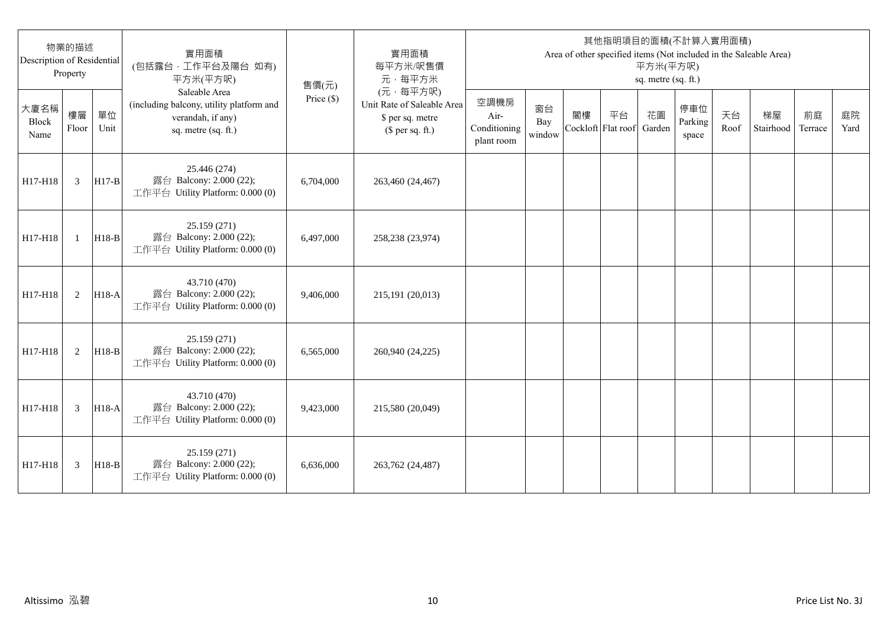| 物業的描述 Description of Residential Property | | | 實用面積 (包括露台，工作平台及陽台 如有) 平方米(平方呎) Saleable Area (including balcony, utility platform and verandah, if any) sq. metre (sq. ft.) | 售價(元) Price ($) | 實用面積 每平方米/呎售價 元，每平方米 (元，每平方呎) Unit Rate of Saleable Area $ per sq. metre ($ per sq. ft.) | 其他指明項目的面積(不計算入實用面積) Area of other specified items (Not included in the Saleable Area) 平方米(平方呎) sq. metre (sq. ft.) | | | | | | | | | |
|---|---|---|---|---|---|---|---|---|---|---|---|---|---|---|---|
| 大廈名稱 Block Name | 樓層 Floor | 單位 Unit | | | | 空調機房 Air-Conditioning plant room | 窗台 Bay window | 閣樓 Cockloft | 平台 Flat roof | 花園 Garden | 停車位 Parking space | 天台 Roof | 梯屋 Stairhood | 前庭 Terrace | 庭院 Yard |
| H17-H18 | 3 | H17-B | 25.446 (274) 露台 Balcony: 2.000 (22); 工作平台 Utility Platform: 0.000 (0) | 6,704,000 | 263,460 (24,467) | | | | | | | | | | |
| H17-H18 | 1 | H18-B | 25.159 (271) 露台 Balcony: 2.000 (22); 工作平台 Utility Platform: 0.000 (0) | 6,497,000 | 258,238 (23,974) | | | | | | | | | | |
| H17-H18 | 2 | H18-A | 43.710 (470) 露台 Balcony: 2.000 (22); 工作平台 Utility Platform: 0.000 (0) | 9,406,000 | 215,191 (20,013) | | | | | | | | | | |
| H17-H18 | 2 | H18-B | 25.159 (271) 露台 Balcony: 2.000 (22); 工作平台 Utility Platform: 0.000 (0) | 6,565,000 | 260,940 (24,225) | | | | | | | | | | |
| H17-H18 | 3 | H18-A | 43.710 (470) 露台 Balcony: 2.000 (22); 工作平台 Utility Platform: 0.000 (0) | 9,423,000 | 215,580 (20,049) | | | | | | | | | | |
| H17-H18 | 3 | H18-B | 25.159 (271) 露台 Balcony: 2.000 (22); 工作平台 Utility Platform: 0.000 (0) | 6,636,000 | 263,762 (24,487) | | | | | | | | | | |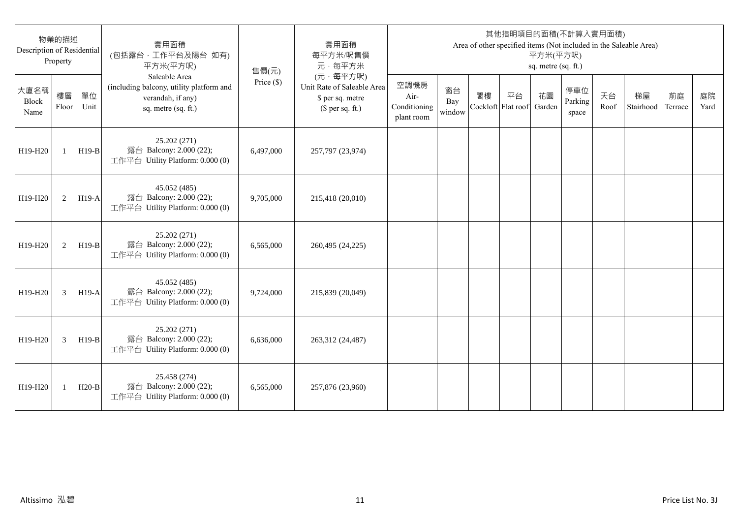| 物業的描述 Description of Residential Property | | | 實用面積 (包括露台，工作平台及陽台 如有) 平方米(平方呎) Saleable Area (including balcony, utility platform and verandah, if any) sq. metre (sq. ft.) | 售價(元) Price ($) | 實用面積 每平方米/呎售價 元，每平方米 (元，每平方呎) Unit Rate of Saleable Area $ per sq. metre ($ per sq. ft.) | 其他指明項目的面積(不計算入實用面積) Area of other specified items (Not included in the Saleable Area) 平方米(平方呎) sq. metre (sq. ft.) | | | | | | | | | |
|---|---|---|---|---|---|---|---|---|---|---|---|---|---|---|---|
| 大廈名稱 Block Name | 樓層 Floor | 單位 Unit | | | | 空調機房 Air-Conditioning plant room | 窗台 Bay window | 閣樓 Cockloft | 平台 Flat roof | 花園 Garden | 停車位 Parking space | 天台 Roof | 梯屋 Stairhood | 前庭 Terrace | 庭院 Yard |
| H19-H20 | 1 | H19-B | 25.202 (271) 露台 Balcony: 2.000 (22); 工作平台 Utility Platform: 0.000 (0) | 6,497,000 | 257,797 (23,974) | | | | | | | | | | |
| H19-H20 | 2 | H19-A | 45.052 (485) 露台 Balcony: 2.000 (22); 工作平台 Utility Platform: 0.000 (0) | 9,705,000 | 215,418 (20,010) | | | | | | | | | | |
| H19-H20 | 2 | H19-B | 25.202 (271) 露台 Balcony: 2.000 (22); 工作平台 Utility Platform: 0.000 (0) | 6,565,000 | 260,495 (24,225) | | | | | | | | | | |
| H19-H20 | 3 | H19-A | 45.052 (485) 露台 Balcony: 2.000 (22); 工作平台 Utility Platform: 0.000 (0) | 9,724,000 | 215,839 (20,049) | | | | | | | | | | |
| H19-H20 | 3 | H19-B | 25.202 (271) 露台 Balcony: 2.000 (22); 工作平台 Utility Platform: 0.000 (0) | 6,636,000 | 263,312 (24,487) | | | | | | | | | | |
| H19-H20 | 1 | H20-B | 25.458 (274) 露台 Balcony: 2.000 (22); 工作平台 Utility Platform: 0.000 (0) | 6,565,000 | 257,876 (23,960) | | | | | | | | | | |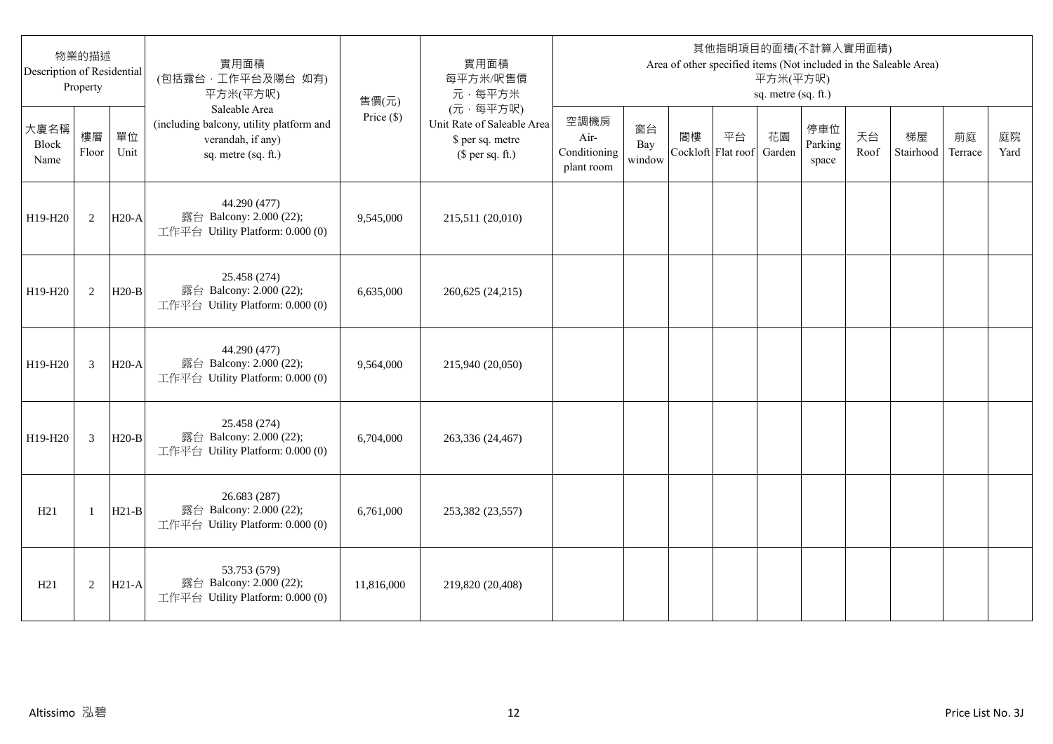| 物業的描述 Description of Residential Property | | | 實用面積 (包括露台，工作平台及陽台 如有) 平方米(平方呎) Saleable Area (including balcony, utility platform and verandah, if any) sq. metre (sq. ft.) | 售價(元) Price ($) | 實用面積 每平方米/呎售價 元，每平方米 (元，每平方呎) Unit Rate of Saleable Area $ per sq. metre ($ per sq. ft.) | 其他指明項目的面積(不計算入實用面積) Area of other specified items (Not included in the Saleable Area) 平方米(平方呎) sq. metre (sq. ft.) | | | | | | | | | |
|---|---|---|---|---|---|---|---|---|---|---|---|---|---|---|---|
| 大廈名稱 Block Name | 樓層 Floor | 單位 Unit | | | | 空調機房 Air-Conditioning plant room | 窗台 Bay window | 閣樓 Cockloft | 平台 Flat roof | 花園 Garden | 停車位 Parking space | 天台 Roof | 梯屋 Stairhood | 前庭 Terrace | 庭院 Yard |
| H19-H20 | 2 | H20-A | 44.290 (477) 露台 Balcony: 2.000 (22); 工作平台 Utility Platform: 0.000 (0) | 9,545,000 | 215,511 (20,010) | | | | | | | | | | |
| H19-H20 | 2 | H20-B | 25.458 (274) 露台 Balcony: 2.000 (22); 工作平台 Utility Platform: 0.000 (0) | 6,635,000 | 260,625 (24,215) | | | | | | | | | | |
| H19-H20 | 3 | H20-A | 44.290 (477) 露台 Balcony: 2.000 (22); 工作平台 Utility Platform: 0.000 (0) | 9,564,000 | 215,940 (20,050) | | | | | | | | | | |
| H19-H20 | 3 | H20-B | 25.458 (274) 露台 Balcony: 2.000 (22); 工作平台 Utility Platform: 0.000 (0) | 6,704,000 | 263,336 (24,467) | | | | | | | | | | |
| H21 | 1 | H21-B | 26.683 (287) 露台 Balcony: 2.000 (22); 工作平台 Utility Platform: 0.000 (0) | 6,761,000 | 253,382 (23,557) | | | | | | | | | | |
| H21 | 2 | H21-A | 53.753 (579) 露台 Balcony: 2.000 (22); 工作平台 Utility Platform: 0.000 (0) | 11,816,000 | 219,820 (20,408) | | | | | | | | | | |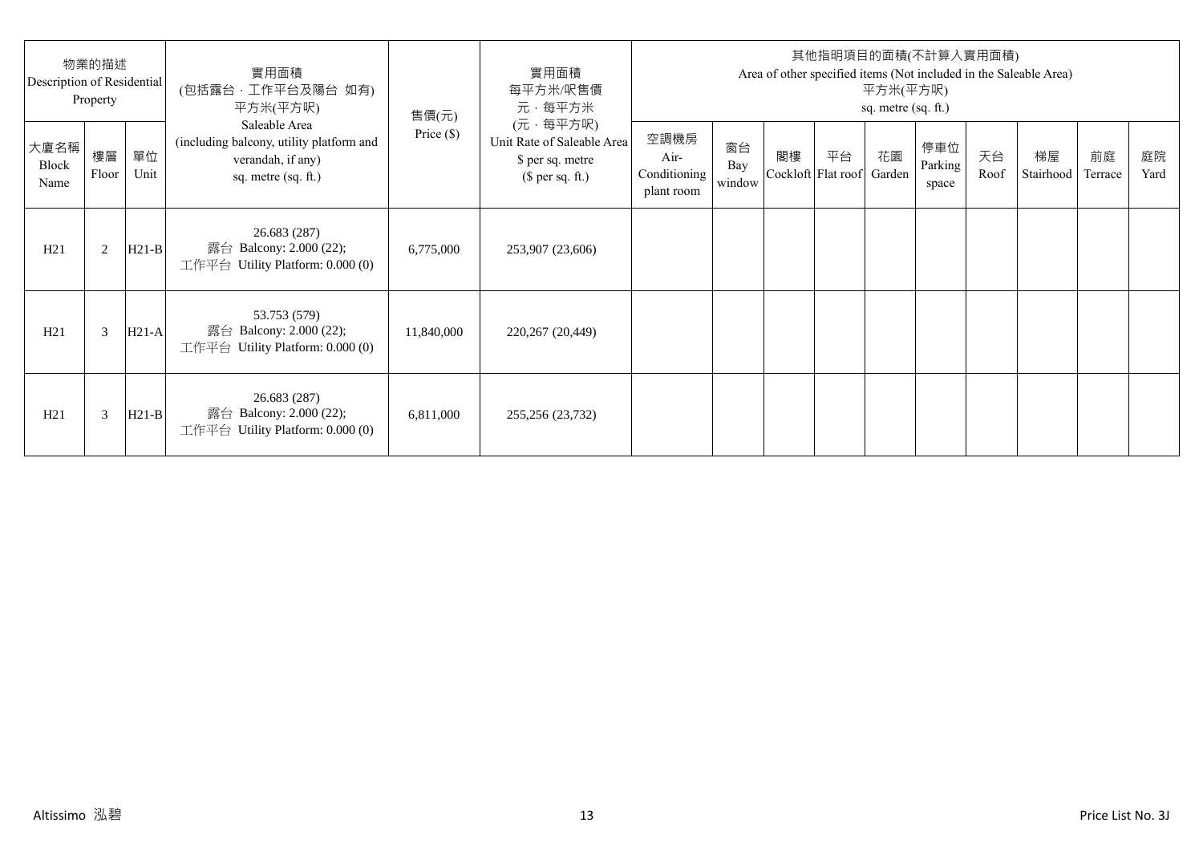| 物業的描述 Description of Residential Property | | | 實用面積 (包括露台，工作平台及陽台 如有) 平方米(平方呎) Saleable Area (including balcony, utility platform and verandah, if any) sq. metre (sq. ft.) | 售價(元) Price ($) | 實用面積 每平方米/呎售價 元，每平方米 (元，每平方呎) Unit Rate of Saleable Area $ per sq. metre ($ per sq. ft.) | 其他指明項目的面積(不計算入實用面積) Area of other specified items (Not included in the Saleable Area) 平方米(平方呎) sq. metre (sq. ft.) | | | | | | | | | |
|---|---|---|---|---|---|---|---|---|---|---|---|---|---|---|---|
| 大廈名稱 Block Name | 樓層 Floor | 單位 Unit | | | | 空調機房 Air-Conditioning plant room | 窗台 Bay window | 閣樓 Cockloft | 平台 Flat roof | 花園 Garden | 停車位 Parking space | 天台 Roof | 梯屋 Stairhood | 前庭 Terrace | 庭院 Yard |
| H21 | 2 | H21-B | 26.683 (287) 露台 Balcony: 2.000 (22); 工作平台 Utility Platform: 0.000 (0) | 6,775,000 | 253,907 (23,606) | | | | | | | | | | |
| H21 | 3 | H21-A | 53.753 (579) 露台 Balcony: 2.000 (22); 工作平台 Utility Platform: 0.000 (0) | 11,840,000 | 220,267 (20,449) | | | | | | | | | | |
| H21 | 3 | H21-B | 26.683 (287) 露台 Balcony: 2.000 (22); 工作平台 Utility Platform: 0.000 (0) | 6,811,000 | 255,256 (23,732) | | | | | | | | | | |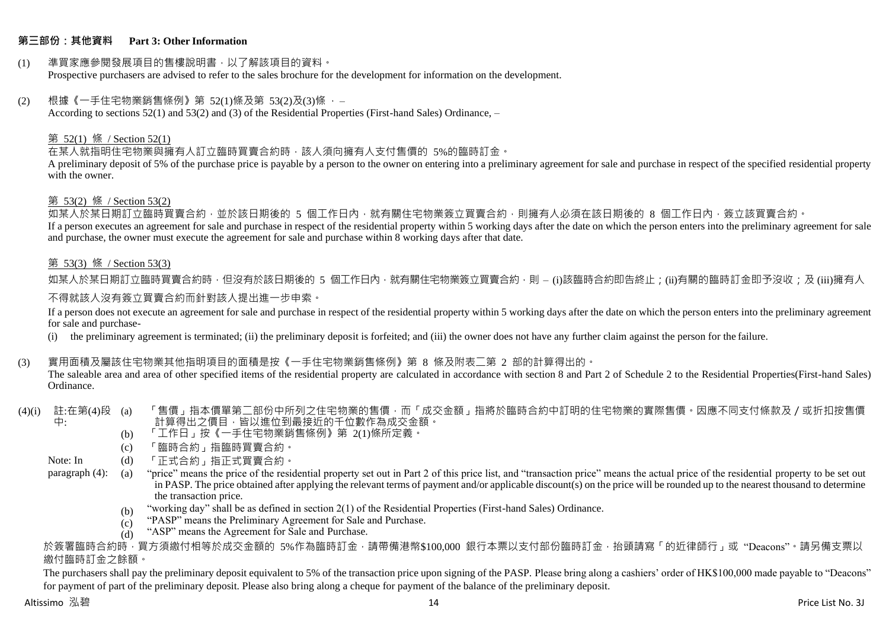## 第三部份：其他資料 Part 3: Other Information

(1) 準買家應參閱發展項目的售樓說明書，以了解該項目的資料。
Prospective purchasers are advised to refer to the sales brochure for the development for information on the development.

(2) 根據《一手住宅物業銷售條例》第 52(1)條及第 53(2)及(3)條 ， –
According to sections 52(1) and 53(2) and (3) of the Residential Properties (First-hand Sales) Ordinance, –

第 52(1) 條 / Section 52(1)

在某人就指明住宅物業與擁有人訂立臨時買賣合約時，該人須向擁有人支付售價的 5%的臨時訂金。
A preliminary deposit of 5% of the purchase price is payable by a person to the owner on entering into a preliminary agreement for sale and purchase in respect of the specified residential property with the owner.

第 53(2) 條 / Section 53(2)

如某人於某日期訂立臨時買賣合約，並於該日期後的 5 個工作日內，就有關住宅物業簽立買賣合約，則擁有人必須在該日期後的 8 個工作日內，簽立該買賣合約。
If a person executes an agreement for sale and purchase in respect of the residential property within 5 working days after the date on which the person enters into the preliminary agreement for sale and purchase, the owner must execute the agreement for sale and purchase within 8 working days after that date.

第 53(3) 條 / Section 53(3)

如某人於某日期訂立臨時買賣合約時，但沒有於該日期後的 5 個工作日內，就有關住宅物業簽立買賣合約，則 – (i)該臨時合約即告終止；(ii)有關的臨時訂金即予沒收；及 (iii)擁有人不得就該人沒有簽立買賣合約而針對該人提出進一步申索。

If a person does not execute an agreement for sale and purchase in respect of the residential property within 5 working days after the date on which the person enters into the preliminary agreement for sale and purchase-

(i) the preliminary agreement is terminated; (ii) the preliminary deposit is forfeited; and (iii) the owner does not have any further claim against the person for the failure.

(3) 實用面積及屬該住宅物業其他指明項目的面積是按《一手住宅物業銷售條例》第 8 條及附表二第 2 部的計算得出的。
The saleable area and area of other specified items of the residential property are calculated in accordance with section 8 and Part 2 of Schedule 2 to the Residential Properties(First-hand Sales) Ordinance.

(4)(i) 註:在第(4)段中:

(a) 「售價」指本價單第二部份中所列之住宅物業的售價，而「成交金額」指將於臨時合約中訂明的住宅物業的實際售價。因應不同支付條款及／或折扣按售價計算得出之價目，皆以進位到最接近的千位數作為成交金額。
(b) 「工作日」按《一手住宅物業銷售條例》第 2(1)條所定義。
(c) 「臨時合約」指臨時買賣合約。
(d) 「正式合約」指正式買賣合約。

Note: In paragraph (4):

(a) "price" means the price of the residential property set out in Part 2 of this price list, and "transaction price" means the actual price of the residential property to be set out in PASP. The price obtained after applying the relevant terms of payment and/or applicable discount(s) on the price will be rounded up to the nearest thousand to determine the transaction price.
(b) "working day" shall be as defined in section 2(1) of the Residential Properties (First-hand Sales) Ordinance.
(c) "PASP" means the Preliminary Agreement for Sale and Purchase.
(d) "ASP" means the Agreement for Sale and Purchase.

於簽署臨時合約時，買方須繳付相等於成交金額的 5%作為臨時訂金，請帶備港幣$100,000 銀行本票以支付部份臨時訂金，抬頭請寫「的近律師行」或 "Deacons"。請另備支票以繳付臨時訂金之餘額。

The purchasers shall pay the preliminary deposit equivalent to 5% of the transaction price upon signing of the PASP. Please bring along a cashiers' order of HK$100,000 made payable to "Deacons" for payment of part of the preliminary deposit. Please also bring along a cheque for payment of the balance of the preliminary deposit.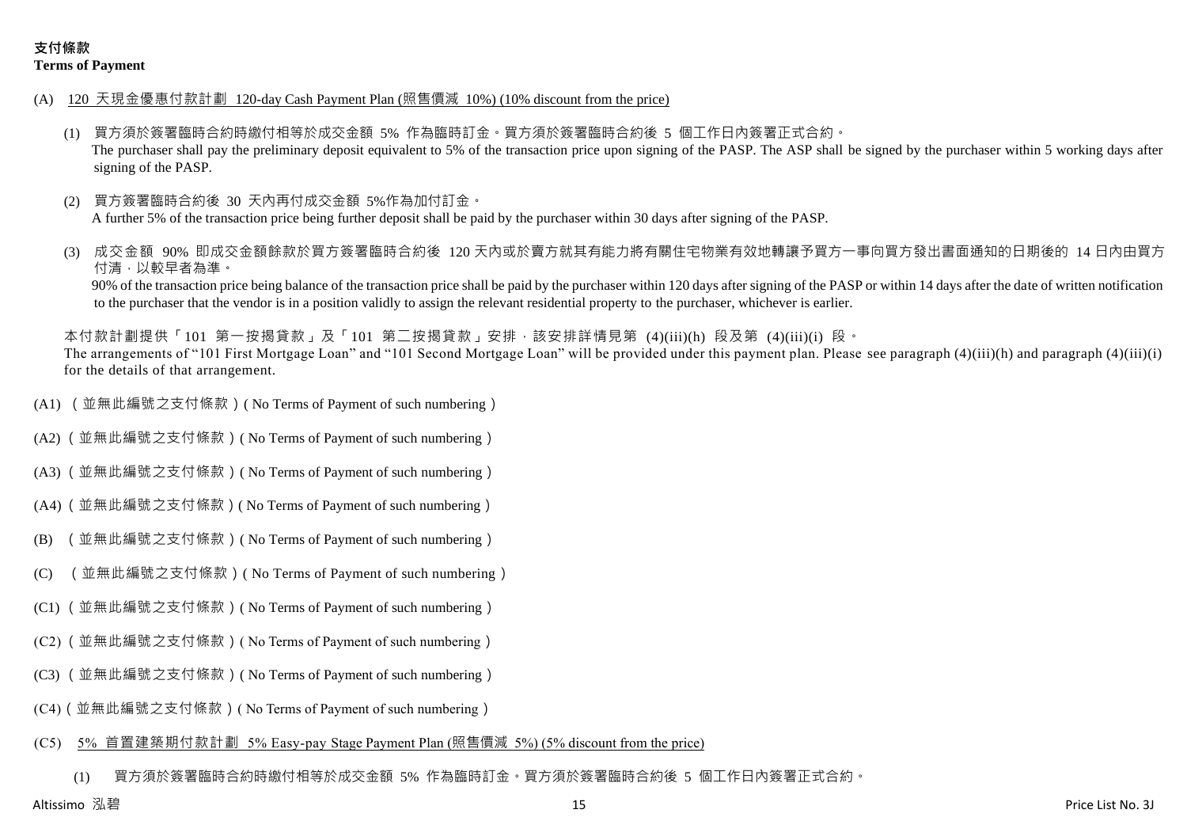## 支付條款
**Terms of Payment**

(A) 120 天現金優惠付款計劃 120-day Cash Payment Plan (照售價減 10%) (10% discount from the price)

(1) 買方須於簽署臨時合約時繳付相等於成交金額 5% 作為臨時訂金。買方須於簽署臨時合約後 5 個工作日內簽署正式合約。
The purchaser shall pay the preliminary deposit equivalent to 5% of the transaction price upon signing of the PASP. The ASP shall be signed by the purchaser within 5 working days after signing of the PASP.

(2) 買方簽署臨時合約後 30 天內再付成交金額 5%作為加付訂金。
A further 5% of the transaction price being further deposit shall be paid by the purchaser within 30 days after signing of the PASP.

(3) 成交金額 90% 即成交金額餘款於買方簽署臨時合約後 120 天內或於賣方就其有能力將有關住宅物業有效地轉讓予買方一事向買方發出書面通知的日期後的 14 日內由買方付清，以較早者為準。
90% of the transaction price being balance of the transaction price shall be paid by the purchaser within 120 days after signing of the PASP or within 14 days after the date of written notification to the purchaser that the vendor is in a position validly to assign the relevant residential property to the purchaser, whichever is earlier.

本付款計劃提供「101 第一按揭貸款」及「101 第二按揭貸款」安排，該安排詳情見第 (4)(iii)(h) 段及第 (4)(iii)(i) 段。
The arrangements of "101 First Mortgage Loan" and "101 Second Mortgage Loan" will be provided under this payment plan. Please see paragraph (4)(iii)(h) and paragraph (4)(iii)(i) for the details of that arrangement.

(A1) （並無此編號之支付條款）( No Terms of Payment of such numbering）

(A2)（並無此編號之支付條款）( No Terms of Payment of such numbering）

(A3)（並無此編號之支付條款）( No Terms of Payment of such numbering）

(A4)（並無此編號之支付條款）( No Terms of Payment of such numbering）

(B) （並無此編號之支付條款）( No Terms of Payment of such numbering）

(C) （並無此編號之支付條款）( No Terms of Payment of such numbering）

(C1)（並無此編號之支付條款）( No Terms of Payment of such numbering）

(C2)（並無此編號之支付條款）( No Terms of Payment of such numbering）

(C3)（並無此編號之支付條款）( No Terms of Payment of such numbering）

(C4)（並無此編號之支付條款）( No Terms of Payment of such numbering）

(C5) 5% 首置建築期付款計劃 5% Easy-pay Stage Payment Plan (照售價減 5%) (5% discount from the price)

(1) 買方須於簽署臨時合約時繳付相等於成交金額 5% 作為臨時訂金。買方須於簽署臨時合約後 5 個工作日內簽署正式合約。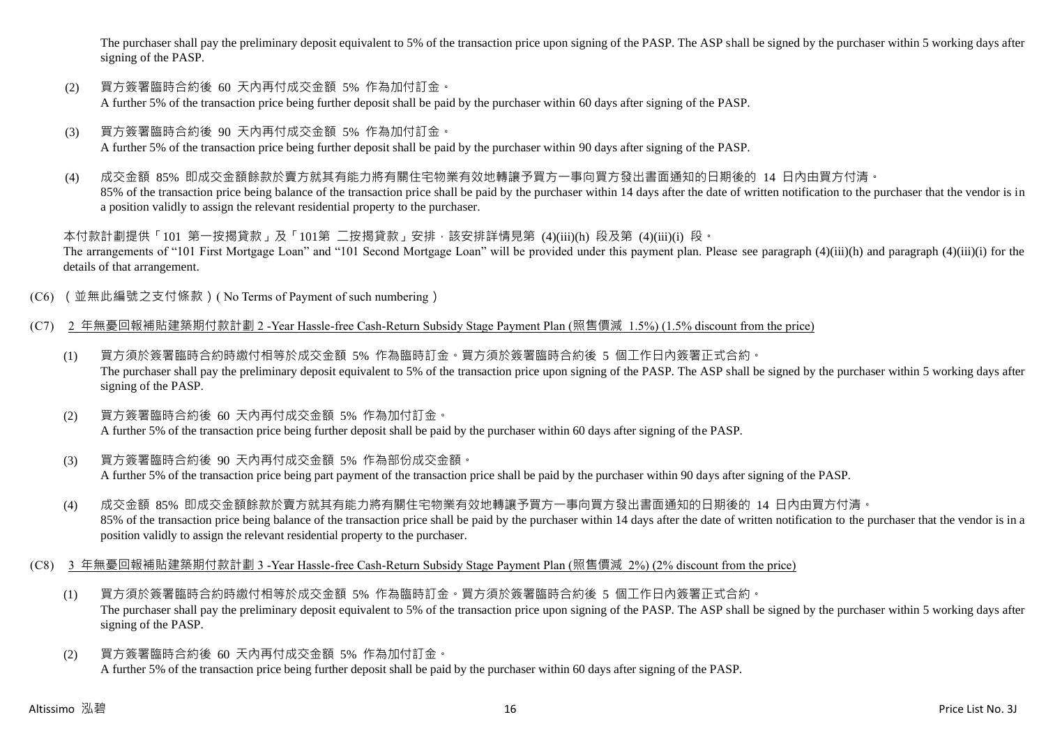The purchaser shall pay the preliminary deposit equivalent to 5% of the transaction price upon signing of the PASP. The ASP shall be signed by the purchaser within 5 working days after signing of the PASP.

(2) 買方簽署臨時合約後 60 天內再付成交金額 5% 作為加付訂金。
A further 5% of the transaction price being further deposit shall be paid by the purchaser within 60 days after signing of the PASP.

(3) 買方簽署臨時合約後 90 天內再付成交金額 5% 作為加付訂金。
A further 5% of the transaction price being further deposit shall be paid by the purchaser within 90 days after signing of the PASP.

(4) 成交金額 85% 即成交金額餘款於賣方就其有能力將有關住宅物業有效地轉讓予買方一事向買方發出書面通知的日期後的 14 日內由買方付清。
85% of the transaction price being balance of the transaction price shall be paid by the purchaser within 14 days after the date of written notification to the purchaser that the vendor is in a position validly to assign the relevant residential property to the purchaser.

本付款計劃提供「101 第一按揭貸款」及「101第 二按揭貸款」安排，該安排詳情見第 (4)(iii)(h) 段及第 (4)(iii)(i) 段。
The arrangements of "101 First Mortgage Loan" and "101 Second Mortgage Loan" will be provided under this payment plan. Please see paragraph (4)(iii)(h) and paragraph (4)(iii)(i) for the details of that arrangement.

(C6) （並無此編號之支付條款）( No Terms of Payment of such numbering )

(C7) 2 年無憂回報補貼建築期付款計劃 2 -Year Hassle-free Cash-Return Subsidy Stage Payment Plan (照售價減 1.5%) (1.5% discount from the price)

(1) 買方須於簽署臨時合約時繳付相等於成交金額 5% 作為臨時訂金。買方須於簽署臨時合約後 5 個工作日內簽署正式合約。
The purchaser shall pay the preliminary deposit equivalent to 5% of the transaction price upon signing of the PASP. The ASP shall be signed by the purchaser within 5 working days after signing of the PASP.

(2) 買方簽署臨時合約後 60 天內再付成交金額 5% 作為加付訂金。
A further 5% of the transaction price being further deposit shall be paid by the purchaser within 60 days after signing of the PASP.

(3) 買方簽署臨時合約後 90 天內再付成交金額 5% 作為部份成交金額。
A further 5% of the transaction price being part payment of the transaction price shall be paid by the purchaser within 90 days after signing of the PASP.

(4) 成交金額 85% 即成交金額餘款於賣方就其有能力將有關住宅物業有效地轉讓予買方一事向買方發出書面通知的日期後的 14 日內由買方付清。
85% of the transaction price being balance of the transaction price shall be paid by the purchaser within 14 days after the date of written notification to the purchaser that the vendor is in a position validly to assign the relevant residential property to the purchaser.

(C8) 3 年無憂回報補貼建築期付款計劃 3 -Year Hassle-free Cash-Return Subsidy Stage Payment Plan (照售價減 2%) (2% discount from the price)

(1) 買方須於簽署臨時合約時繳付相等於成交金額 5% 作為臨時訂金。買方須於簽署臨時合約後 5 個工作日內簽署正式合約。
The purchaser shall pay the preliminary deposit equivalent to 5% of the transaction price upon signing of the PASP. The ASP shall be signed by the purchaser within 5 working days after signing of the PASP.

(2) 買方簽署臨時合約後 60 天內再付成交金額 5% 作為加付訂金。
A further 5% of the transaction price being further deposit shall be paid by the purchaser within 60 days after signing of the PASP.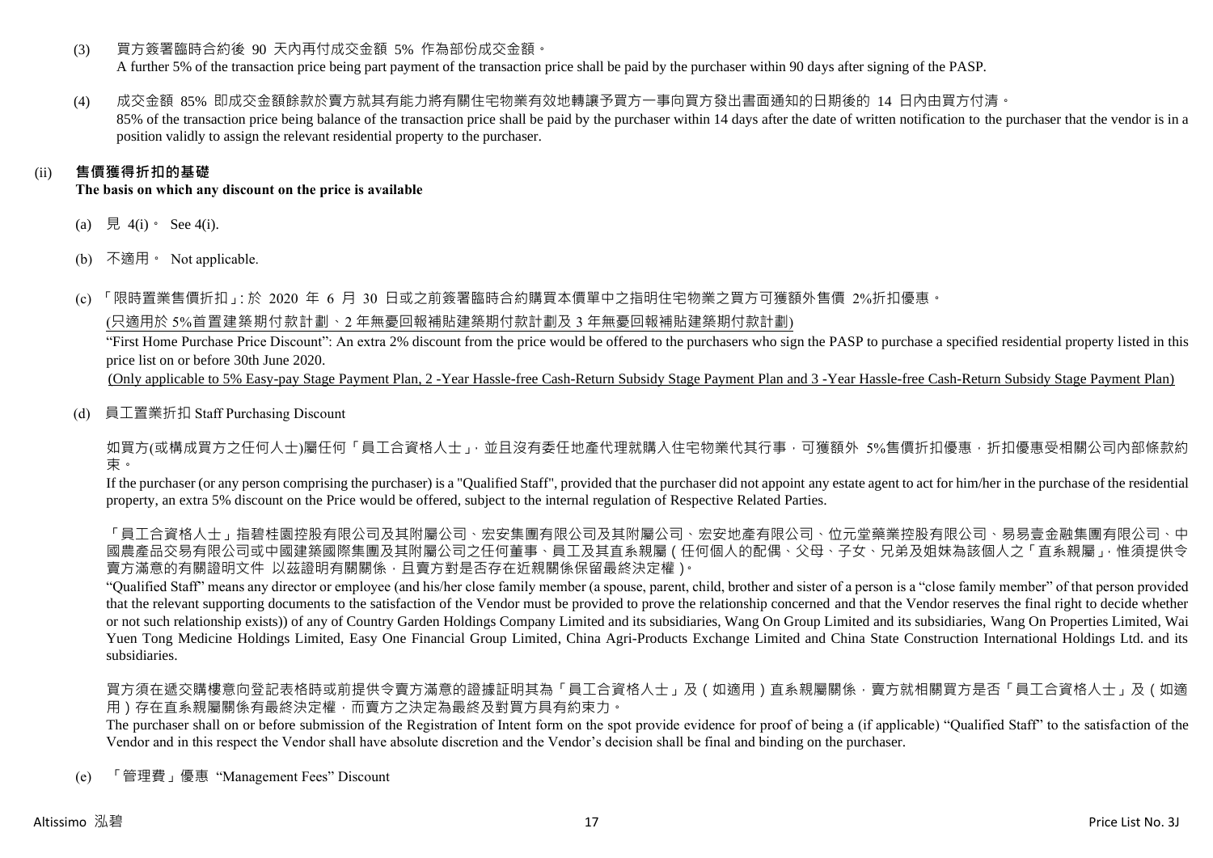(3) 買方簽署臨時合約後 90 天內再付成交金額 5% 作為部份成交金額。
A further 5% of the transaction price being part payment of the transaction price shall be paid by the purchaser within 90 days after signing of the PASP.

(4) 成交金額 85% 即成交金額餘款於賣方就其有能力將有關住宅物業有效地轉讓予買方一事向買方發出書面通知的日期後的 14 日內由買方付清。
85% of the transaction price being balance of the transaction price shall be paid by the purchaser within 14 days after the date of written notification to the purchaser that the vendor is in a position validly to assign the relevant residential property to the purchaser.

## (ii) 售價獲得折扣的基礎
**The basis on which any discount on the price is available**

(a) 見 4(i)。 See 4(i).

(b) 不適用。 Not applicable.

(c) 「限時置業售價折扣」: 於 2020 年 6 月 30 日或之前簽署臨時合約購買本價單中之指明住宅物業之買方可獲額外售價 2%折扣優惠。

<u>(只適用於 5%首置建築期付款計劃、2 年無憂回報補貼建築期付款計劃及 3 年無憂回報補貼建築期付款計劃)</u>

"First Home Purchase Price Discount": An extra 2% discount from the price would be offered to the purchasers who sign the PASP to purchase a specified residential property listed in this price list on or before 30th June 2020.

<u>(Only applicable to 5% Easy-pay Stage Payment Plan, 2 -Year Hassle-free Cash-Return Subsidy Stage Payment Plan and 3 -Year Hassle-free Cash-Return Subsidy Stage Payment Plan)</u>

(d) 員工置業折扣 Staff Purchasing Discount

如買方(或構成買方之任何人士)屬任何「員工合資格人士」, 並且沒有委任地產代理就購入住宅物業代其行事, 可獲額外 5%售價折扣優惠, 折扣優惠受相關公司內部條款約束。

If the purchaser (or any person comprising the purchaser) is a "Qualified Staff", provided that the purchaser did not appoint any estate agent to act for him/her in the purchase of the residential property, an extra 5% discount on the Price would be offered, subject to the internal regulation of Respective Related Parties.

「員工合資格人士」指碧桂園控股有限公司及其附屬公司、宏安集團有限公司及其附屬公司、宏安地產有限公司、位元堂藥業控股有限公司、易易壹金融集團有限公司、中國農產品交易有限公司或中國建築國際集團及其附屬公司之任何董事、員工及其直系親屬(任何個人的配偶、父母、子女、兄弟及姐妹為該個人之「直系親屬」, 惟須提供令賣方滿意的有關證明文件 以茲證明有關關係, 且賣方對是否存在近親關係保留最終決定權)。

"Qualified Staff" means any director or employee (and his/her close family member (a spouse, parent, child, brother and sister of a person is a "close family member" of that person provided that the relevant supporting documents to the satisfaction of the Vendor must be provided to prove the relationship concerned and that the Vendor reserves the final right to decide whether or not such relationship exists)) of any of Country Garden Holdings Company Limited and its subsidiaries, Wang On Group Limited and its subsidiaries, Wang On Properties Limited, Wai Yuen Tong Medicine Holdings Limited, Easy One Financial Group Limited, China Agri-Products Exchange Limited and China State Construction International Holdings Ltd. and its subsidiaries.

買方須在遞交購樓意向登記表格時或前提供令賣方滿意的證據証明其為「員工合資格人士」及(如適用)直系親屬關係, 賣方就相關買方是否「員工合資格人士」及(如適用)存在直系親屬關係有最終決定權, 而賣方之決定為最終及對買方具有約束力。

The purchaser shall on or before submission of the Registration of Intent form on the spot provide evidence for proof of being a (if applicable) "Qualified Staff" to the satisfaction of the Vendor and in this respect the Vendor shall have absolute discretion and the Vendor's decision shall be final and binding on the purchaser.

(e) 「管理費」優惠 "Management Fees" Discount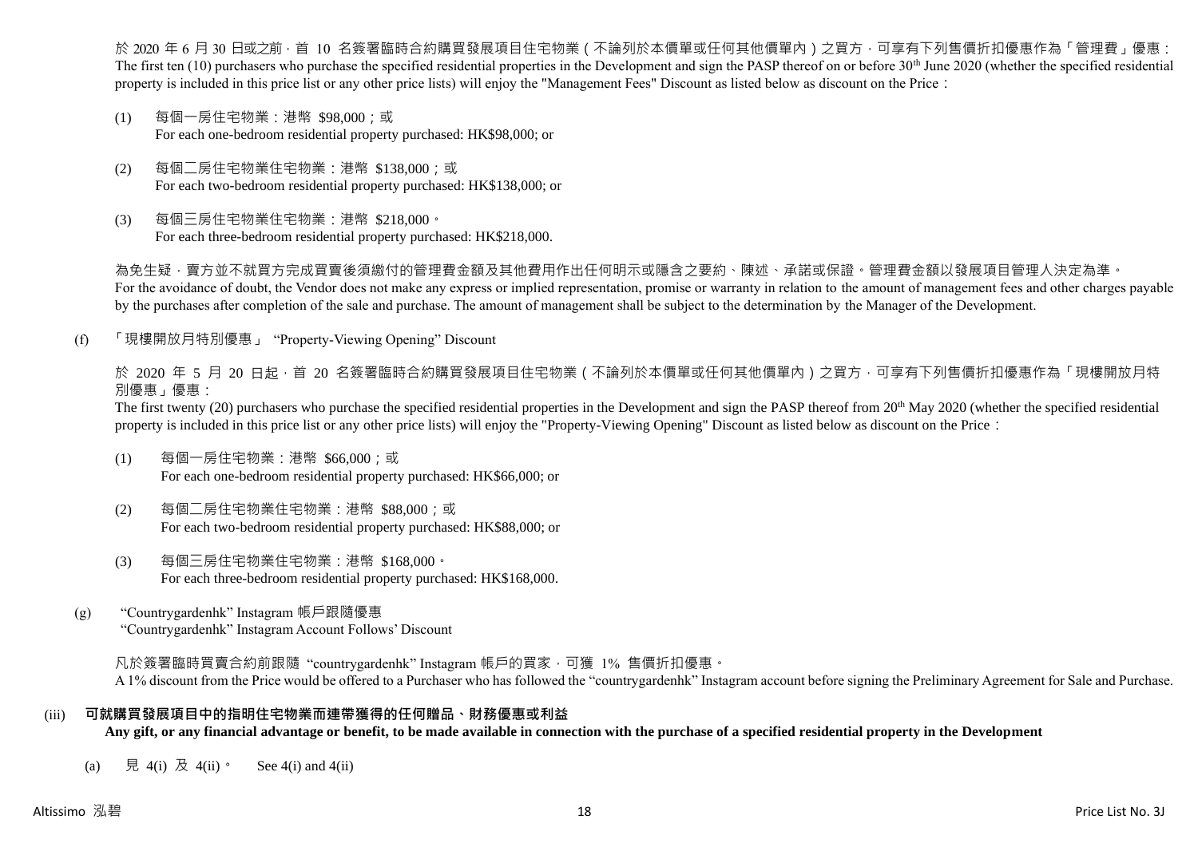於 2020 年 6 月 30 日或之前，首 10 名簽署臨時合約購買發展項目住宅物業（不論列於本價單或任何其他價單內）之買方，可享有下列售價折扣優惠作為「管理費」優惠：
The first ten (10) purchasers who purchase the specified residential properties in the Development and sign the PASP thereof on or before 30th June 2020 (whether the specified residential property is included in this price list or any other price lists) will enjoy the "Management Fees" Discount as listed below as discount on the Price：

(1) 每個一房住宅物業：港幣 $98,000；或
For each one-bedroom residential property purchased: HK$98,000; or

(2) 每個二房住宅物業住宅物業：港幣 $138,000；或
For each two-bedroom residential property purchased: HK$138,000; or

(3) 每個三房住宅物業住宅物業：港幣 $218,000。
For each three-bedroom residential property purchased: HK$218,000.

為免生疑，賣方並不就買方完成買賣後須繳付的管理費金額及其他費用作出任何明示或隱含之要約、陳述、承諾或保證。管理費金額以發展項目管理人決定為準。
For the avoidance of doubt, the Vendor does not make any express or implied representation, promise or warranty in relation to the amount of management fees and other charges payable by the purchases after completion of the sale and purchase. The amount of management shall be subject to the determination by the Manager of the Development.

(f) 「現樓開放月特別優惠」 "Property-Viewing Opening" Discount

於 2020 年 5 月 20 日起，首 20 名簽署臨時合約購買發展項目住宅物業（不論列於本價單或任何其他價單內）之買方，可享有下列售價折扣優惠作為「現樓開放月特別優惠」優惠：
The first twenty (20) purchasers who purchase the specified residential properties in the Development and sign the PASP thereof from 20th May 2020 (whether the specified residential property is included in this price list or any other price lists) will enjoy the "Property-Viewing Opening" Discount as listed below as discount on the Price：

(1) 每個一房住宅物業：港幣 $66,000；或
For each one-bedroom residential property purchased: HK$66,000; or

(2) 每個二房住宅物業住宅物業：港幣 $88,000；或
For each two-bedroom residential property purchased: HK$88,000; or

(3) 每個三房住宅物業住宅物業：港幣 $168,000。
For each three-bedroom residential property purchased: HK$168,000.

(g) "Countrygardenhk" Instagram 帳戶跟隨優惠
"Countrygardenhk" Instagram Account Follows' Discount

凡於簽署臨時買賣合約前跟隨 "countrygardenhk" Instagram 帳戶的買家，可獲 1% 售價折扣優惠。
A 1% discount from the Price would be offered to a Purchaser who has followed the "countrygardenhk" Instagram account before signing the Preliminary Agreement for Sale and Purchase.

(iii) **可就購買發展項目中的指明住宅物業而連帶獲得的任何贈品、財務優惠或利益**
**Any gift, or any financial advantage or benefit, to be made available in connection with the purchase of a specified residential property in the Development**

(a) 見 4(i) 及 4(ii)。 See 4(i) and 4(ii)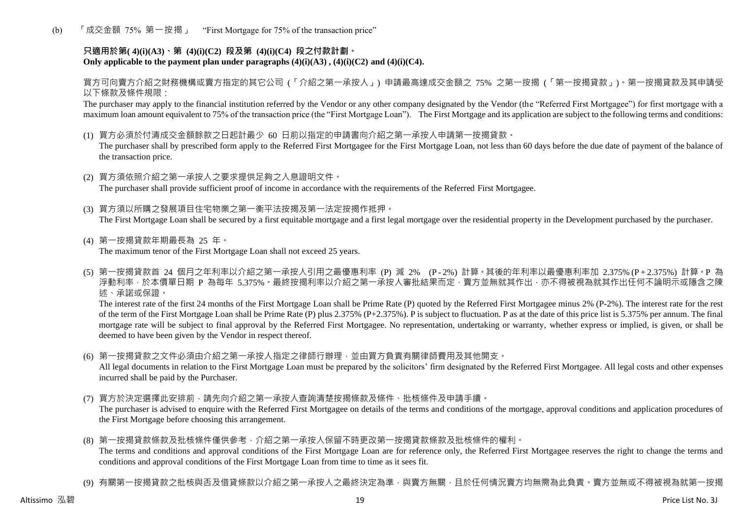(b) 「成交金額 75% 第一按揭」 "First Mortgage for 75% of the transaction price"

**只適用於第( 4)(i)(A3)、第 (4)(i)(C2) 段及第 (4)(i)(C4) 段之付款計劃。**
**Only applicable to the payment plan under paragraphs (4)(i)(A3) , (4)(i)(C2) and (4)(i)(C4).**

買方可向賣方介紹之財務機構或賣方指定的其它公司 (「介紹之第一承按人」) 申請最高達成交金額之 75% 之第一按揭 (「第一按揭貸款」)。第一按揭貸款及其申請受以下條款及條件規限：

The purchaser may apply to the financial institution referred by the Vendor or any other company designated by the Vendor (the "Referred First Mortgagee") for first mortgage with a maximum loan amount equivalent to 75% of the transaction price (the "First Mortgage Loan"). The First Mortgage and its application are subject to the following terms and conditions:

(1) 買方必須於付清成交金額餘款之日起計最少 60 日前以指定的申請書向介紹之第一承按人申請第一按揭貸款。
The purchaser shall by prescribed form apply to the Referred First Mortgagee for the First Mortgage Loan, not less than 60 days before the due date of payment of the balance of the transaction price.

(2) 買方須依照介紹之第一承按人之要求提供足夠之入息證明文件。
The purchaser shall provide sufficient proof of income in accordance with the requirements of the Referred First Mortgagee.

(3) 買方須以所購之發展項目住宅物業之第一衡平法按揭及第一法定按揭作抵押。
The First Mortgage Loan shall be secured by a first equitable mortgage and a first legal mortgage over the residential property in the Development purchased by the purchaser.

(4) 第一按揭貸款年期最長為 25 年。
The maximum tenor of the First Mortgage Loan shall not exceed 25 years.

(5) 第一按揭貸款首 24 個月之年利率以介紹之第一承按人引用之最優惠利率 (P) 減 2% (P - 2%) 計算。其後的年利率以最優惠利率加 2.375% (P + 2.375%) 計算。P 為浮動利率，於本價單日期 P 為每年 5.375%。最終按揭利率以介紹之第一承按人審批結果而定，賣方並無就其作出，亦不得被視為就其作出任何不論明示或隱含之陳述、承諾或保證。
The interest rate of the first 24 months of the First Mortgage Loan shall be Prime Rate (P) quoted by the Referred First Mortgagee minus 2% (P-2%). The interest rate for the rest of the term of the First Mortgage Loan shall be Prime Rate (P) plus 2.375% (P+2.375%). P is subject to fluctuation. P as at the date of this price list is 5.375% per annum. The final mortgage rate will be subject to final approval by the Referred First Mortgagee. No representation, undertaking or warranty, whether express or implied, is given, or shall be deemed to have been given by the Vendor in respect thereof.

(6) 第一按揭貸款之文件必須由介紹之第一承按人指定之律師行辦理，並由買方負責有關律師費用及其他開支。
All legal documents in relation to the First Mortgage Loan must be prepared by the solicitors' firm designated by the Referred First Mortgagee. All legal costs and other expenses incurred shall be paid by the Purchaser.

(7) 買方於決定選擇此安排前，請先向介紹之第一承按人查詢清楚按揭條款及條件、批核條件及申請手續。
The purchaser is advised to enquire with the Referred First Mortgagee on details of the terms and conditions of the mortgage, approval conditions and application procedures of the First Mortgage before choosing this arrangement.

(8) 第一按揭貸款條款及批核條件僅供參考，介紹之第一承按人保留不時更改第一按揭貸款條款及批核條件的權利。
The terms and conditions and approval conditions of the First Mortgage Loan are for reference only, the Referred First Mortgagee reserves the right to change the terms and conditions and approval conditions of the First Mortgage Loan from time to time as it sees fit.

(9) 有關第一按揭貸款之批核與否及借貸條款以介紹之第一承按人之最終決定為準，與賣方無關，且於任何情況賣方均無需為此負責。賣方並無或不得被視為就第一按揭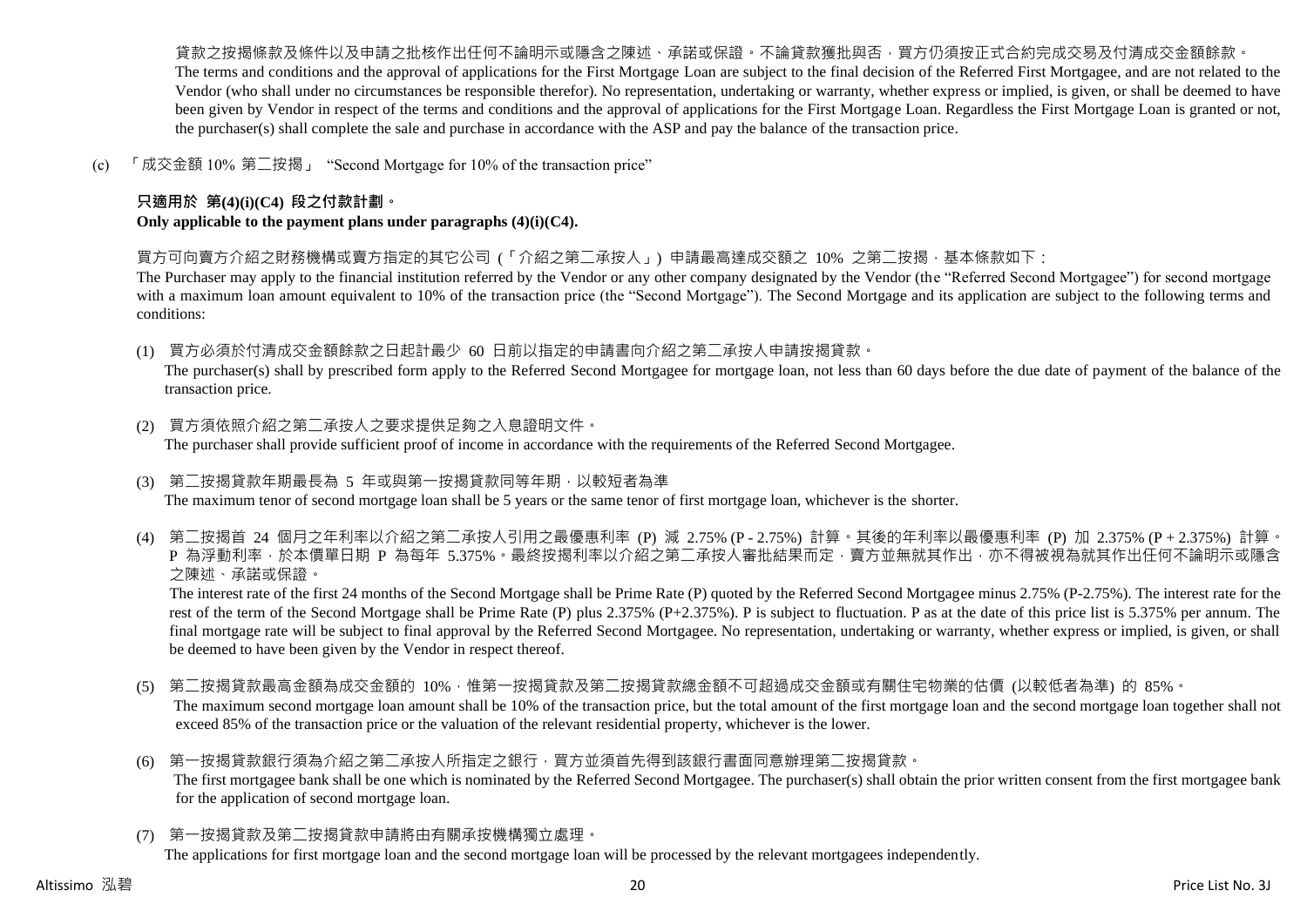貸款之按揭條款及條件以及申請之批核作出任何不論明示或隱含之陳述、承諾或保證。不論貸款獲批與否，買方仍須按正式合約完成交易及付清成交金額餘款。
The terms and conditions and the approval of applications for the First Mortgage Loan are subject to the final decision of the Referred First Mortgagee, and are not related to the Vendor (who shall under no circumstances be responsible therefor). No representation, undertaking or warranty, whether express or implied, is given, or shall be deemed to have been given by Vendor in respect of the terms and conditions and the approval of applications for the First Mortgage Loan. Regardless the First Mortgage Loan is granted or not, the purchaser(s) shall complete the sale and purchase in accordance with the ASP and pay the balance of the transaction price.

(c) 「成交金額 10% 第二按揭」 "Second Mortgage for 10% of the transaction price"

**只適用於 第(4)(i)(C4) 段之付款計劃。**
**Only applicable to the payment plans under paragraphs (4)(i)(C4).**

買方可向賣方介紹之財務機構或賣方指定的其它公司 (「介紹之第二承按人」) 申請最高達成交額之 10% 之第二按揭，基本條款如下：
The Purchaser may apply to the financial institution referred by the Vendor or any other company designated by the Vendor (the "Referred Second Mortgagee") for second mortgage with a maximum loan amount equivalent to 10% of the transaction price (the "Second Mortgage"). The Second Mortgage and its application are subject to the following terms and conditions:

(1) 買方必須於付清成交金額餘款之日起計最少 60 日前以指定的申請書向介紹之第二承按人申請按揭貸款。
The purchaser(s) shall by prescribed form apply to the Referred Second Mortgagee for mortgage loan, not less than 60 days before the due date of payment of the balance of the transaction price.

(2) 買方須依照介紹之第二承按人之要求提供足夠之入息證明文件。
The purchaser shall provide sufficient proof of income in accordance with the requirements of the Referred Second Mortgagee.

(3) 第二按揭貸款年期最長為 5 年或與第一按揭貸款同等年期，以較短者為準
The maximum tenor of second mortgage loan shall be 5 years or the same tenor of first mortgage loan, whichever is the shorter.

(4) 第二按揭首 24 個月之年利率以介紹之第二承按人引用之最優惠利率 (P) 減 2.75% (P - 2.75%) 計算。其後的年利率以最優惠利率 (P) 加 2.375% (P + 2.375%) 計算。P 為浮動利率，於本價單日期 P 為每年 5.375%。最終按揭利率以介紹之第二承按人審批結果而定，賣方並無就其作出，亦不得被視為就其作出任何不論明示或隱含之陳述、承諾或保證。
The interest rate of the first 24 months of the Second Mortgage shall be Prime Rate (P) quoted by the Referred Second Mortgagee minus 2.75% (P-2.75%). The interest rate for the rest of the term of the Second Mortgage shall be Prime Rate (P) plus 2.375% (P+2.375%). P is subject to fluctuation. P as at the date of this price list is 5.375% per annum. The final mortgage rate will be subject to final approval by the Referred Second Mortgagee. No representation, undertaking or warranty, whether express or implied, is given, or shall be deemed to have been given by the Vendor in respect thereof.

(5) 第二按揭貸款最高金額為成交金額的 10%，惟第一按揭貸款及第二按揭貸款總金額不可超過成交金額或有關住宅物業的估價 (以較低者為準) 的 85%。
The maximum second mortgage loan amount shall be 10% of the transaction price, but the total amount of the first mortgage loan and the second mortgage loan together shall not exceed 85% of the transaction price or the valuation of the relevant residential property, whichever is the lower.

(6) 第一按揭貸款銀行須為介紹之第二承按人所指定之銀行，買方並須首先得到該銀行書面同意辦理第二按揭貸款。
The first mortgagee bank shall be one which is nominated by the Referred Second Mortgagee. The purchaser(s) shall obtain the prior written consent from the first mortgagee bank for the application of second mortgage loan.

(7) 第一按揭貸款及第二按揭貸款申請將由有關承按機構獨立處理。
The applications for first mortgage loan and the second mortgage loan will be processed by the relevant mortgagees independently.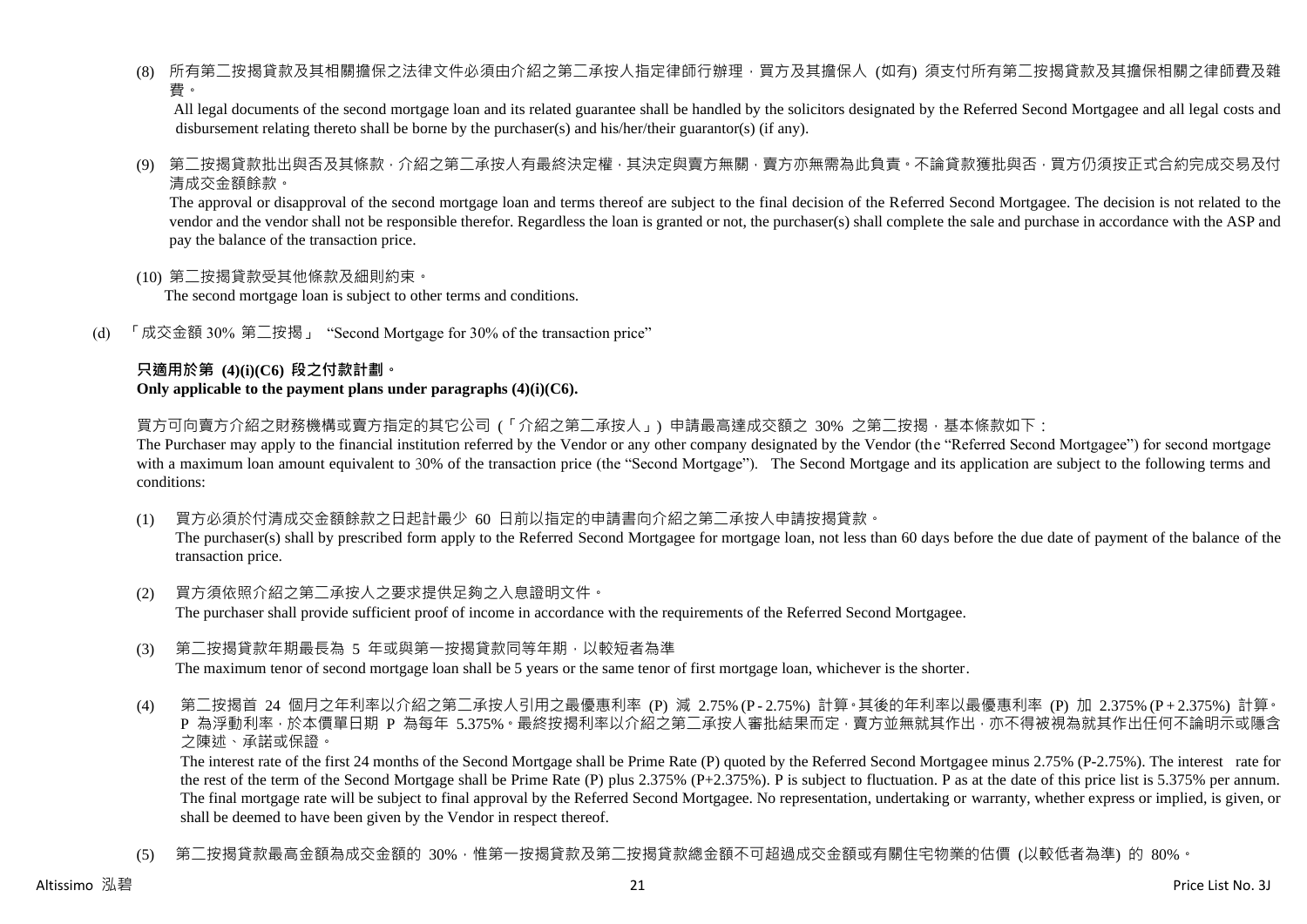(8) 所有第二按揭貸款及其相關擔保之法律文件必須由介紹之第二承按人指定律師行辦理，買方及其擔保人 (如有) 須支付所有第二按揭貸款及其擔保相關之律師費及雜費。

All legal documents of the second mortgage loan and its related guarantee shall be handled by the solicitors designated by the Referred Second Mortgagee and all legal costs and disbursement relating thereto shall be borne by the purchaser(s) and his/her/their guarantor(s) (if any).

(9) 第二按揭貸款批出與否及其條款，介紹之第二承按人有最終決定權，其決定與賣方無關，賣方亦無需為此負責。不論貸款獲批與否，買方仍須按正式合約完成交易及付清成交金額餘款。

The approval or disapproval of the second mortgage loan and terms thereof are subject to the final decision of the Referred Second Mortgagee. The decision is not related to the vendor and the vendor shall not be responsible therefor. Regardless the loan is granted or not, the purchaser(s) shall complete the sale and purchase in accordance with the ASP and pay the balance of the transaction price.

(10) 第二按揭貸款受其他條款及細則約束。

The second mortgage loan is subject to other terms and conditions.

(d) 「成交金額 30% 第二按揭」 "Second Mortgage for 30% of the transaction price"

**只適用於第 (4)(i)(C6) 段之付款計劃。**

**Only applicable to the payment plans under paragraphs (4)(i)(C6).**

買方可向賣方介紹之財務機構或賣方指定的其它公司 (「介紹之第二承按人」) 申請最高達成交額之 30% 之第二按揭，基本條款如下：

The Purchaser may apply to the financial institution referred by the Vendor or any other company designated by the Vendor (the "Referred Second Mortgagee") for second mortgage with a maximum loan amount equivalent to 30% of the transaction price (the "Second Mortgage"). The Second Mortgage and its application are subject to the following terms and conditions:

(1) 買方必須於付清成交金額餘款之日起計最少 60 日前以指定的申請書向介紹之第二承按人申請按揭貸款。

The purchaser(s) shall by prescribed form apply to the Referred Second Mortgagee for mortgage loan, not less than 60 days before the due date of payment of the balance of the transaction price.

(2) 買方須依照介紹之第二承按人之要求提供足夠之入息證明文件。

The purchaser shall provide sufficient proof of income in accordance with the requirements of the Referred Second Mortgagee.

(3) 第二按揭貸款年期最長為 5 年或與第一按揭貸款同等年期，以較短者為準

The maximum tenor of second mortgage loan shall be 5 years or the same tenor of first mortgage loan, whichever is the shorter.

(4) 第二按揭首 24 個月之年利率以介紹之第二承按人引用之最優惠利率 (P) 減 2.75% (P - 2.75%) 計算。其後的年利率以最優惠利率 (P) 加 2.375% (P + 2.375%) 計算。P 為浮動利率，於本價單日期 P 為每年 5.375%。最終按揭利率以介紹之第二承按人審批結果而定，賣方並無就其作出，亦不得被視為就其作出任何不論明示或隱含之陳述、承諾或保證。

The interest rate of the first 24 months of the Second Mortgage shall be Prime Rate (P) quoted by the Referred Second Mortgagee minus 2.75% (P-2.75%). The interest rate for the rest of the term of the Second Mortgage shall be Prime Rate (P) plus 2.375% (P+2.375%). P is subject to fluctuation. P as at the date of this price list is 5.375% per annum. The final mortgage rate will be subject to final approval by the Referred Second Mortgagee. No representation, undertaking or warranty, whether express or implied, is given, or shall be deemed to have been given by the Vendor in respect thereof.

(5) 第二按揭貸款最高金額為成交金額的 30%，惟第一按揭貸款及第二按揭貸款總金額不可超過成交金額或有關住宅物業的估價 (以較低者為準) 的 80%。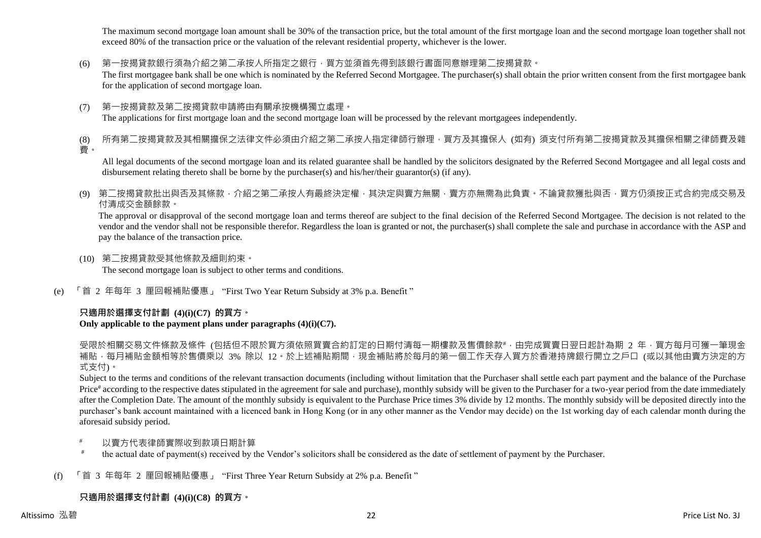The maximum second mortgage loan amount shall be 30% of the transaction price, but the total amount of the first mortgage loan and the second mortgage loan together shall not exceed 80% of the transaction price or the valuation of the relevant residential property, whichever is the lower.

(6) 第一按揭貸款銀行須為介紹之第二承按人所指定之銀行，買方並須首先得到該銀行書面同意辦理第二按揭貸款。
The first mortgagee bank shall be one which is nominated by the Referred Second Mortgagee. The purchaser(s) shall obtain the prior written consent from the first mortgagee bank for the application of second mortgage loan.

(7) 第一按揭貸款及第二按揭貸款申請將由有關承按機構獨立處理。
The applications for first mortgage loan and the second mortgage loan will be processed by the relevant mortgagees independently.

(8) 所有第二按揭貸款及其相關擔保之法律文件必須由介紹之第二承按人指定律師行辦理，買方及其擔保人 (如有) 須支付所有第二按揭貸款及其擔保相關之律師費及雜費。
All legal documents of the second mortgage loan and its related guarantee shall be handled by the solicitors designated by the Referred Second Mortgagee and all legal costs and disbursement relating thereto shall be borne by the purchaser(s) and his/her/their guarantor(s) (if any).

(9) 第二按揭貸款批出與否及其條款，介紹之第二承按人有最終決定權，其決定與賣方無關，賣方亦無需為此負責。不論貸款獲批與否，買方仍須按正式合約完成交易及付清成交金額餘款。
The approval or disapproval of the second mortgage loan and terms thereof are subject to the final decision of the Referred Second Mortgagee. The decision is not related to the vendor and the vendor shall not be responsible therefor. Regardless the loan is granted or not, the purchaser(s) shall complete the sale and purchase in accordance with the ASP and pay the balance of the transaction price.

(10) 第二按揭貸款受其他條款及細則約束。
The second mortgage loan is subject to other terms and conditions.

(e) 「首 2 年每年 3 厘回報補貼優惠」 "First Two Year Return Subsidy at 3% p.a. Benefit"

**只適用於選擇支付計劃 (4)(i)(C7) 的買方。**
**Only applicable to the payment plans under paragraphs (4)(i)(C7).**

受限於相關交易文件條款及條件 (包括但不限於買方須依照買賣合約訂定的日期付清每一期樓款及售價餘款#，由完成買賣日翌日起計為期 2 年，買方每月可獲一筆現金補貼，每月補貼金額相等於售價乘以 3% 除以 12。於上述補貼期間，現金補貼將於每月的第一個工作天存入買方於香港持牌銀行開立之戶口 (或以其他由賣方決定的方式支付)。

Subject to the terms and conditions of the relevant transaction documents (including without limitation that the Purchaser shall settle each part payment and the balance of the Purchase Price# according to the respective dates stipulated in the agreement for sale and purchase), monthly subsidy will be given to the Purchaser for a two-year period from the date immediately after the Completion Date. The amount of the monthly subsidy is equivalent to the Purchase Price times 3% divide by 12 months. The monthly subsidy will be deposited directly into the purchaser's bank account maintained with a licenced bank in Hong Kong (or in any other manner as the Vendor may decide) on the 1st working day of each calendar month during the aforesaid subsidy period.

# 以賣方代表律師實際收到款項日期計算
# the actual date of payment(s) received by the Vendor's solicitors shall be considered as the date of settlement of payment by the Purchaser.

(f) 「首 3 年每年 2 厘回報補貼優惠」 "First Three Year Return Subsidy at 2% p.a. Benefit"

**只適用於選擇支付計劃 (4)(i)(C8) 的買方。**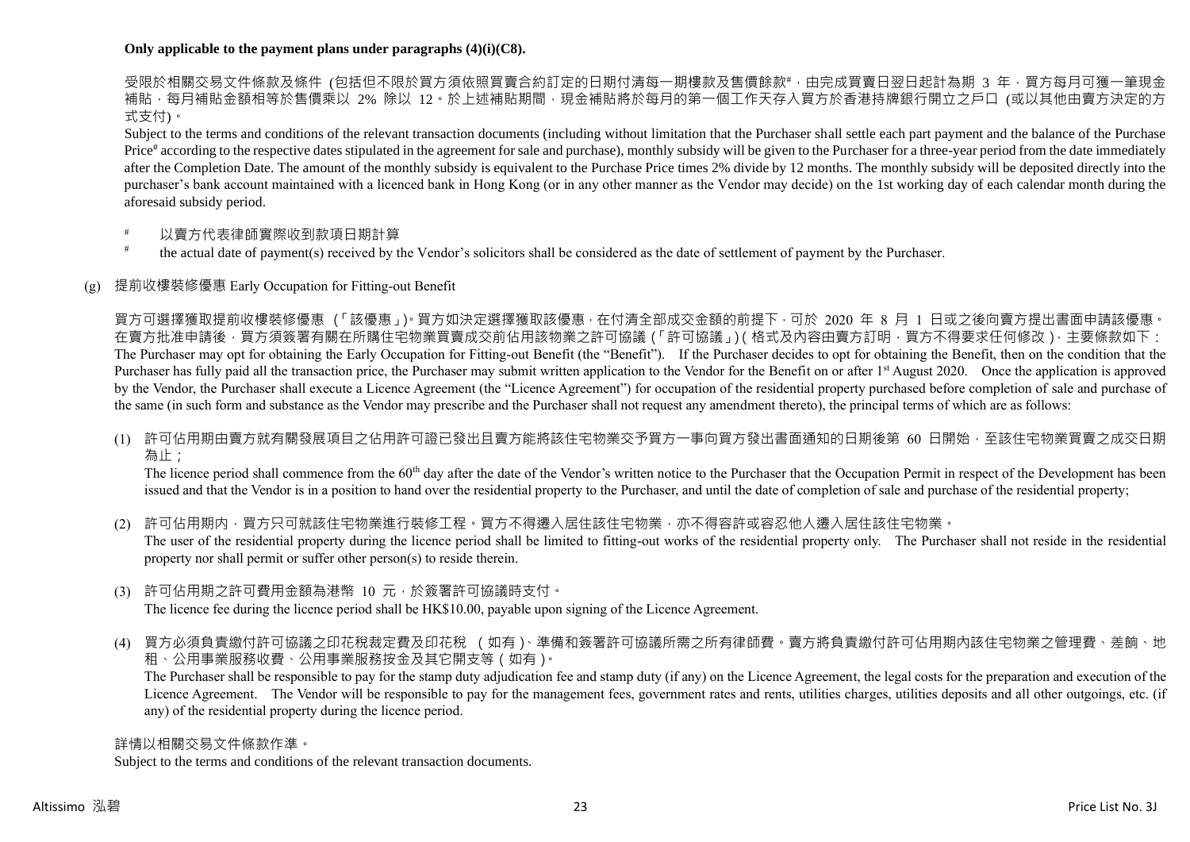**Only applicable to the payment plans under paragraphs (4)(i)(C8).**

受限於相關交易文件條款及條件 (包括但不限於買方須依照買賣合約訂定的日期付清每一期樓款及售價餘款#，由完成買賣日翌日起計為期 3 年，買方每月可獲一筆現金補貼，每月補貼金額相等於售價乘以 2% 除以 12。於上述補貼期間，現金補貼將於每月的第一個工作天存入買方於香港持牌銀行開立之戶口 (或以其他由賣方決定的方式支付)。

Subject to the terms and conditions of the relevant transaction documents (including without limitation that the Purchaser shall settle each part payment and the balance of the Purchase Price# according to the respective dates stipulated in the agreement for sale and purchase), monthly subsidy will be given to the Purchaser for a three-year period from the date immediately after the Completion Date. The amount of the monthly subsidy is equivalent to the Purchase Price times 2% divide by 12 months. The monthly subsidy will be deposited directly into the purchaser's bank account maintained with a licenced bank in Hong Kong (or in any other manner as the Vendor may decide) on the 1st working day of each calendar month during the aforesaid subsidy period.

# 以賣方代表律師實際收到款項日期計算

# the actual date of payment(s) received by the Vendor's solicitors shall be considered as the date of settlement of payment by the Purchaser.

(g) 提前收樓裝修優惠 Early Occupation for Fitting-out Benefit

買方可選擇獲取提前收樓裝修優惠 (「該優惠」)。買方如決定選擇獲取該優惠，在付清全部成交金額的前提下，可於 2020 年 8 月 1 日或之後向賣方提出書面申請該優惠。在賣方批准申請後，買方須簽署有關在所購住宅物業買賣成交前佔用該物業之許可協議 (「許可協議」)(格式及內容由賣方訂明，買方不得要求任何修改)，主要條款如下：
The Purchaser may opt for obtaining the Early Occupation for Fitting-out Benefit (the "Benefit"). If the Purchaser decides to opt for obtaining the Benefit, then on the condition that the Purchaser has fully paid all the transaction price, the Purchaser may submit written application to the Vendor for the Benefit on or after 1st August 2020. Once the application is approved by the Vendor, the Purchaser shall execute a Licence Agreement (the "Licence Agreement") for occupation of the residential property purchased before completion of sale and purchase of the same (in such form and substance as the Vendor may prescribe and the Purchaser shall not request any amendment thereto), the principal terms of which are as follows:

(1) 許可佔用期由賣方就有關發展項目之佔用許可證已發出且賣方能將該住宅物業交予買方一事向買方發出書面通知的日期後第 60 日開始，至該住宅物業買賣之成交日期為止；
The licence period shall commence from the 60th day after the date of the Vendor's written notice to the Purchaser that the Occupation Permit in respect of the Development has been issued and that the Vendor is in a position to hand over the residential property to the Purchaser, and until the date of completion of sale and purchase of the residential property;

(2) 許可佔用期內，買方只可就該住宅物業進行裝修工程。買方不得遷入居住該住宅物業，亦不得容許或容忍他人遷入居住該住宅物業。
The user of the residential property during the licence period shall be limited to fitting-out works of the residential property only. The Purchaser shall not reside in the residential property nor shall permit or suffer other person(s) to reside therein.

(3) 許可佔用期之許可費用金額為港幣 10 元，於簽署許可協議時支付。
The licence fee during the licence period shall be HK$10.00, payable upon signing of the Licence Agreement.

(4) 買方必須負責繳付許可協議之印花稅裁定費及印花稅 (如有)、準備和簽署許可協議所需之所有律師費。賣方將負責繳付許可佔用期內該住宅物業之管理費、差餉、地租、公用事業服務收費、公用事業服務按金及其它開支等 (如有)。
The Purchaser shall be responsible to pay for the stamp duty adjudication fee and stamp duty (if any) on the Licence Agreement, the legal costs for the preparation and execution of the Licence Agreement. The Vendor will be responsible to pay for the management fees, government rates and rents, utilities charges, utilities deposits and all other outgoings, etc. (if any) of the residential property during the licence period.

詳情以相關交易文件條款作準。
Subject to the terms and conditions of the relevant transaction documents.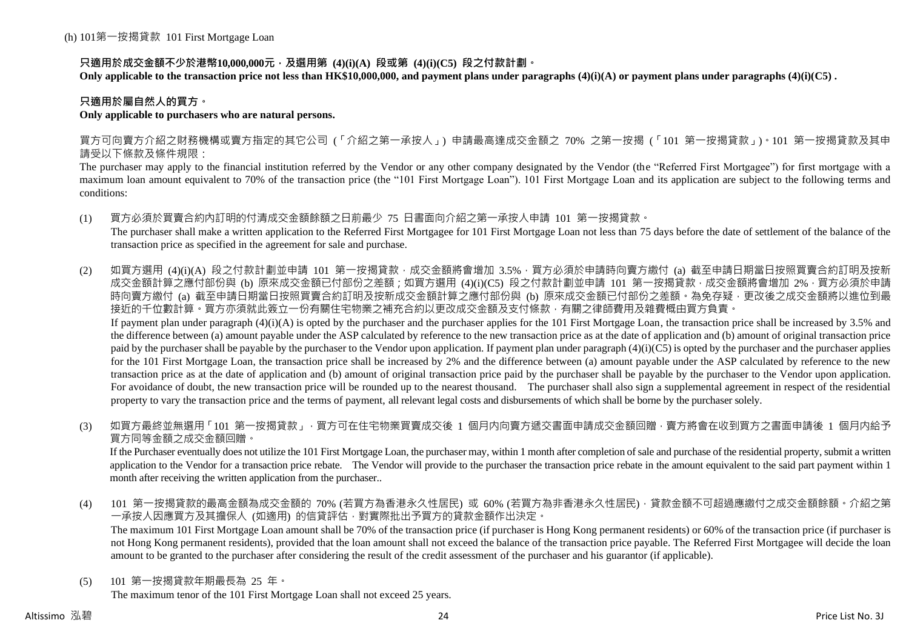(h) 101第一按揭貸款 101 First Mortgage Loan

**只適用於成交金額不少於港幣10,000,000元，及選用第 (4)(i)(A) 段或第 (4)(i)(C5) 段之付款計劃。**
**Only applicable to the transaction price not less than HK$10,000,000, and payment plans under paragraphs (4)(i)(A) or payment plans under paragraphs (4)(i)(C5) .**

**只適用於屬自然人的買方。**
**Only applicable to purchasers who are natural persons.**

買方可向賣方介紹之財務機構或賣方指定的其它公司 (「介紹之第一承按人」) 申請最高達成交金額之 70% 之第一按揭 (「101 第一按揭貸款」)。101 第一按揭貸款及其申請受以下條款及條件規限：

The purchaser may apply to the financial institution referred by the Vendor or any other company designated by the Vendor (the "Referred First Mortgagee") for first mortgage with a maximum loan amount equivalent to 70% of the transaction price (the "101 First Mortgage Loan"). 101 First Mortgage Loan and its application are subject to the following terms and conditions:

(1) 買方必須於買賣合約內訂明的付清成交金額餘額之日前最少 75 日書面向介紹之第一承按人申請 101 第一按揭貸款。
The purchaser shall make a written application to the Referred First Mortgagee for 101 First Mortgage Loan not less than 75 days before the date of settlement of the balance of the transaction price as specified in the agreement for sale and purchase.

(2) 如買方選用 (4)(i)(A) 段之付款計劃並申請 101 第一按揭貸款，成交金額將會增加 3.5%，買方必須於申請時向賣方繳付 (a) 截至申請日期當日按照買賣合約訂明及按新成交金額計算之應付部份與 (b) 原來成交金額已付部份之差額；如買方選用 (4)(i)(C5) 段之付款計劃並申請 101 第一按揭貸款，成交金額將會增加 2%，買方必須於申請時向賣方繳付 (a) 截至申請日期當日按照買賣合約訂明及按新成交金額計算之應付部份與 (b) 原來成交金額已付部份之差額。為免存疑，更改後之成交金額將以進位到最接近的千位數計算。買方亦須就此簽立一份有關住宅物業之補充合約以更改成交金額及支付條款，有關之律師費用及雜費概由買方負責。
If payment plan under paragraph (4)(i)(A) is opted by the purchaser and the purchaser applies for the 101 First Mortgage Loan, the transaction price shall be increased by 3.5% and the difference between (a) amount payable under the ASP calculated by reference to the new transaction price as at the date of application and (b) amount of original transaction price paid by the purchaser shall be payable by the purchaser to the Vendor upon application. If payment plan under paragraph (4)(i)(C5) is opted by the purchaser and the purchaser applies for the 101 First Mortgage Loan, the transaction price shall be increased by 2% and the difference between (a) amount payable under the ASP calculated by reference to the new transaction price as at the date of application and (b) amount of original transaction price paid by the purchaser shall be payable by the purchaser to the Vendor upon application. For avoidance of doubt, the new transaction price will be rounded up to the nearest thousand. The purchaser shall also sign a supplemental agreement in respect of the residential property to vary the transaction price and the terms of payment, all relevant legal costs and disbursements of which shall be borne by the purchaser solely.

(3) 如買方最終並無選用「101 第一按揭貸款」，買方可在住宅物業買賣成交後 1 個月內向賣方遞交書面申請成交金額回贈，賣方將會在收到買方之書面申請後 1 個月內給予買方同等金額之成交金額回贈。
If the Purchaser eventually does not utilize the 101 First Mortgage Loan, the purchaser may, within 1 month after completion of sale and purchase of the residential property, submit a written application to the Vendor for a transaction price rebate. The Vendor will provide to the purchaser the transaction price rebate in the amount equivalent to the said part payment within 1 month after receiving the written application from the purchaser..

(4) 101 第一按揭貸款的最高金額為成交金額的 70% (若買方為香港永久性居民) 或 60% (若買方為非香港永久性居民)，貸款金額不可超過應繳付之成交金額餘額。介紹之第一承按人因應買方及其擔保人 (如適用) 的信貸評估，對實際批出予買方的貸款金額作出決定。
The maximum 101 First Mortgage Loan amount shall be 70% of the transaction price (if purchaser is Hong Kong permanent residents) or 60% of the transaction price (if purchaser is not Hong Kong permanent residents), provided that the loan amount shall not exceed the balance of the transaction price payable. The Referred First Mortgagee will decide the loan amount to be granted to the purchaser after considering the result of the credit assessment of the purchaser and his guarantor (if applicable).

(5) 101 第一按揭貸款年期最長為 25 年。
The maximum tenor of the 101 First Mortgage Loan shall not exceed 25 years.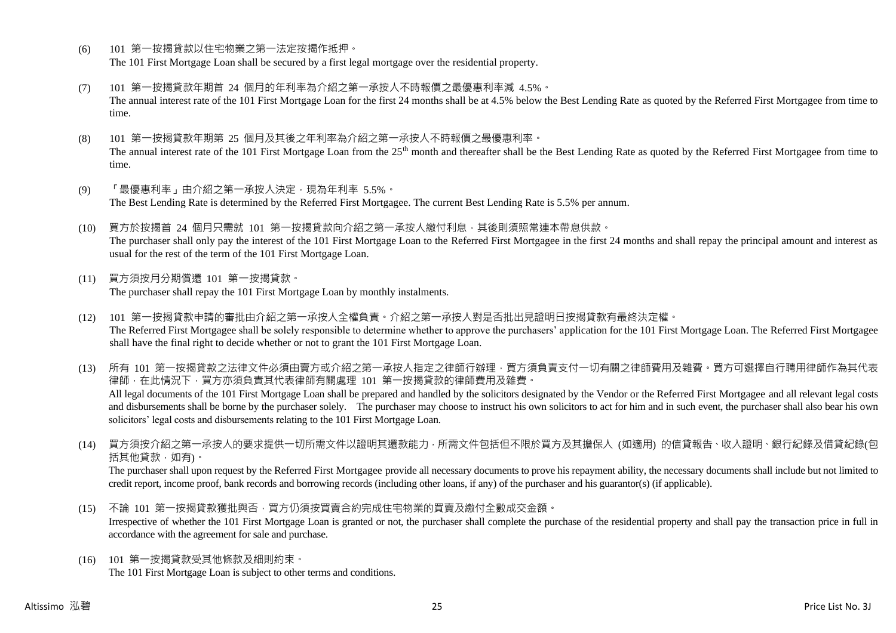(6) 101 第一按揭貸款以住宅物業之第一法定按揭作抵押。
The 101 First Mortgage Loan shall be secured by a first legal mortgage over the residential property.

(7) 101 第一按揭貸款年期首 24 個月的年利率為介紹之第一承按人不時報價之最優惠利率減 4.5%。
The annual interest rate of the 101 First Mortgage Loan for the first 24 months shall be at 4.5% below the Best Lending Rate as quoted by the Referred First Mortgagee from time to time.

(8) 101 第一按揭貸款年期第 25 個月及其後之年利率為介紹之第一承按人不時報價之最優惠利率。
The annual interest rate of the 101 First Mortgage Loan from the 25th month and thereafter shall be the Best Lending Rate as quoted by the Referred First Mortgagee from time to time.

(9) 「最優惠利率」由介紹之第一承按人決定，現為年利率 5.5%。
The Best Lending Rate is determined by the Referred First Mortgagee. The current Best Lending Rate is 5.5% per annum.

(10) 買方於按揭首 24 個月只需就 101 第一按揭貸款向介紹之第一承按人繳付利息，其後則須照常連本帶息供款。
The purchaser shall only pay the interest of the 101 First Mortgage Loan to the Referred First Mortgagee in the first 24 months and shall repay the principal amount and interest as usual for the rest of the term of the 101 First Mortgage Loan.

(11) 買方須按月分期償還 101 第一按揭貸款。
The purchaser shall repay the 101 First Mortgage Loan by monthly instalments.

(12) 101 第一按揭貸款申請的審批由介紹之第一承按人全權負責。介紹之第一承按人對是否批出見證明日按揭貸款有最終決定權。
The Referred First Mortgagee shall be solely responsible to determine whether to approve the purchasers' application for the 101 First Mortgage Loan. The Referred First Mortgagee shall have the final right to decide whether or not to grant the 101 First Mortgage Loan.

(13) 所有 101 第一按揭貸款之法律文件必須由賣方或介紹之第一承按人指定之律師行辦理，買方須負責支付一切有關之律師費用及雜費。買方可選擇自行聘用律師作為其代表律師，在此情況下，買方亦須負責其代表律師有關處理 101 第一按揭貸款的律師費用及雜費。
All legal documents of the 101 First Mortgage Loan shall be prepared and handled by the solicitors designated by the Vendor or the Referred First Mortgagee and all relevant legal costs and disbursements shall be borne by the purchaser solely. The purchaser may choose to instruct his own solicitors to act for him and in such event, the purchaser shall also bear his own solicitors' legal costs and disbursements relating to the 101 First Mortgage Loan.

(14) 買方須按介紹之第一承按人的要求提供一切所需文件以證明其還款能力，所需文件包括但不限於買方及其擔保人 (如適用) 的信貸報告、收入證明、銀行紀錄及借貸紀錄(包括其他貸款，如有)。
The purchaser shall upon request by the Referred First Mortgagee provide all necessary documents to prove his repayment ability, the necessary documents shall include but not limited to credit report, income proof, bank records and borrowing records (including other loans, if any) of the purchaser and his guarantor(s) (if applicable).

(15) 不論 101 第一按揭貸款獲批與否，買方仍須按買賣合約完成住宅物業的買賣及繳付全數成交金額。
Irrespective of whether the 101 First Mortgage Loan is granted or not, the purchaser shall complete the purchase of the residential property and shall pay the transaction price in full in accordance with the agreement for sale and purchase.

(16) 101 第一按揭貸款受其他條款及細則約束。
The 101 First Mortgage Loan is subject to other terms and conditions.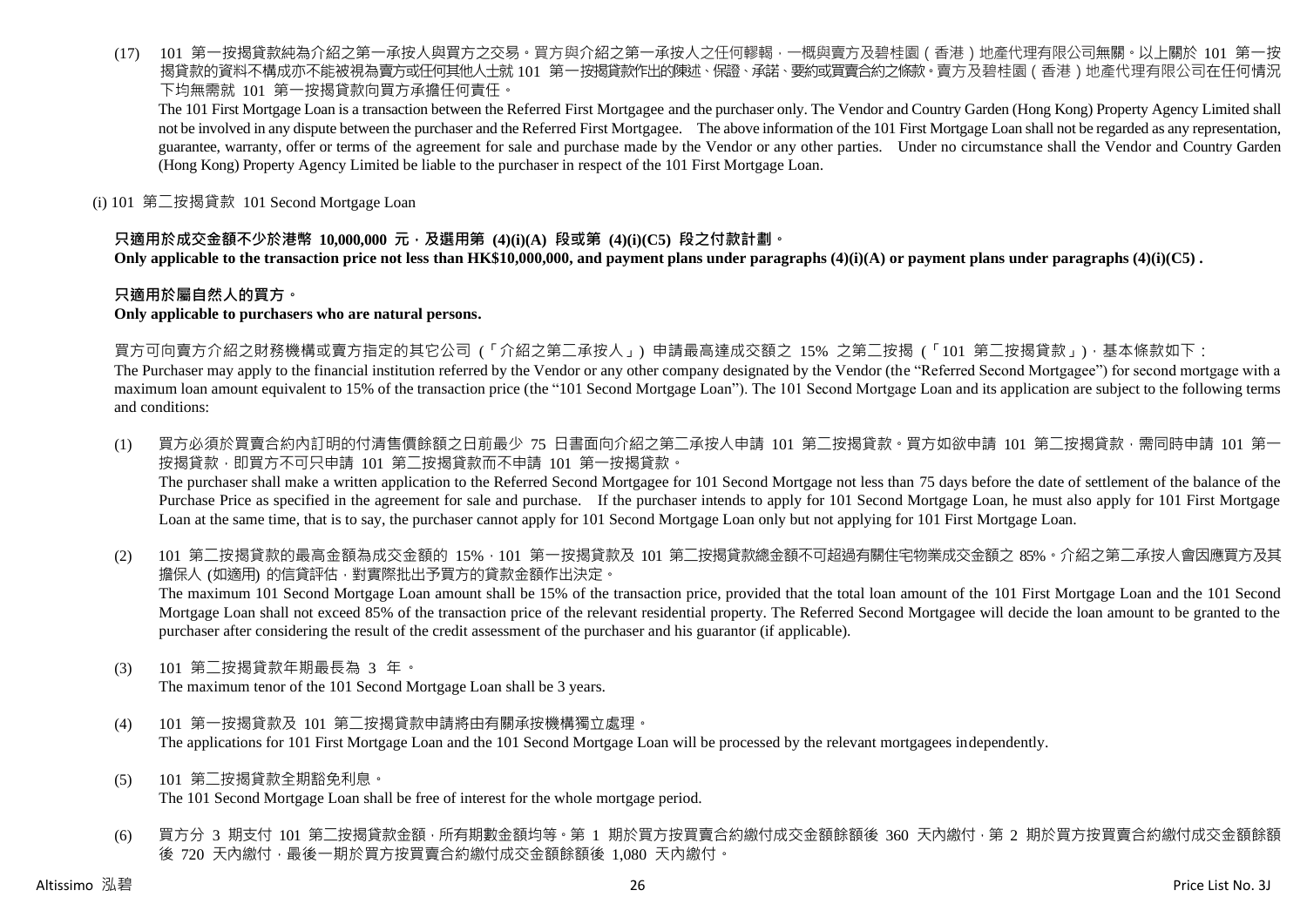(17) 101 第一按揭貸款純為介紹之第一承按人與買方之交易。買方與介紹之第一承按人之任何轇轕，一概與賣方及碧桂園（香港）地產代理有限公司無關。以上關於 101 第一按揭貸款的資料不構成亦不能被視為賣方或任何其他人士就 101 第一按揭貸款作出的陳述、保證、承諾、要約或買賣合約之條款。賣方及碧桂園（香港）地產代理有限公司在任何情況下均無需就 101 第一按揭貸款向買方承擔任何責任。

The 101 First Mortgage Loan is a transaction between the Referred First Mortgagee and the purchaser only. The Vendor and Country Garden (Hong Kong) Property Agency Limited shall not be involved in any dispute between the purchaser and the Referred First Mortgagee. The above information of the 101 First Mortgage Loan shall not be regarded as any representation, guarantee, warranty, offer or terms of the agreement for sale and purchase made by the Vendor or any other parties. Under no circumstance shall the Vendor and Country Garden (Hong Kong) Property Agency Limited be liable to the purchaser in respect of the 101 First Mortgage Loan.

(i) 101 第二按揭貸款 101 Second Mortgage Loan

**只適用於成交金額不少於港幣 10,000,000 元，及選用第 (4)(i)(A) 段或第 (4)(i)(C5) 段之付款計劃。**
**Only applicable to the transaction price not less than HK$10,000,000, and payment plans under paragraphs (4)(i)(A) or payment plans under paragraphs (4)(i)(C5) .**

**只適用於屬自然人的買方。**
**Only applicable to purchasers who are natural persons.**

買方可向賣方介紹之財務機構或賣方指定的其它公司（「介紹之第二承按人」）申請最高達成交額之 15% 之第二按揭（「101 第二按揭貸款」），基本條款如下：
The Purchaser may apply to the financial institution referred by the Vendor or any other company designated by the Vendor (the "Referred Second Mortgagee") for second mortgage with a maximum loan amount equivalent to 15% of the transaction price (the "101 Second Mortgage Loan"). The 101 Second Mortgage Loan and its application are subject to the following terms and conditions:

(1) 買方必須於買賣合約內訂明的付清售價餘額之日前最少 75 日書面向介紹之第二承按人申請 101 第二按揭貸款。買方如欲申請 101 第二按揭貸款，需同時申請 101 第一按揭貸款，即買方不可只申請 101 第二按揭貸款而不申請 101 第一按揭貸款。
The purchaser shall make a written application to the Referred Second Mortgagee for 101 Second Mortgage not less than 75 days before the date of settlement of the balance of the Purchase Price as specified in the agreement for sale and purchase. If the purchaser intends to apply for 101 Second Mortgage Loan, he must also apply for 101 First Mortgage Loan at the same time, that is to say, the purchaser cannot apply for 101 Second Mortgage Loan only but not applying for 101 First Mortgage Loan.

(2) 101 第二按揭貸款的最高金額為成交金額的 15%，101 第一按揭貸款及 101 第二按揭貸款總金額不可超過有關住宅物業成交金額之 85%。介紹之第二承按人會因應買方及其擔保人 (如適用) 的信貸評估，對實際批出予買方的貸款金額作出決定。
The maximum 101 Second Mortgage Loan amount shall be 15% of the transaction price, provided that the total loan amount of the 101 First Mortgage Loan and the 101 Second Mortgage Loan shall not exceed 85% of the transaction price of the relevant residential property. The Referred Second Mortgagee will decide the loan amount to be granted to the purchaser after considering the result of the credit assessment of the purchaser and his guarantor (if applicable).

(3) 101 第二按揭貸款年期最長為 3 年。
The maximum tenor of the 101 Second Mortgage Loan shall be 3 years.

(4) 101 第一按揭貸款及 101 第二按揭貸款申請將由有關承按機構獨立處理。
The applications for 101 First Mortgage Loan and the 101 Second Mortgage Loan will be processed by the relevant mortgagees independently.

(5) 101 第二按揭貸款全期豁免利息。
The 101 Second Mortgage Loan shall be free of interest for the whole mortgage period.

(6) 買方分 3 期支付 101 第二按揭貸款金額，所有期數金額均等。第 1 期於買方按買賣合約繳付成交金額餘額後 360 天內繳付，第 2 期於買方按買賣合約繳付成交金額餘額後 720 天內繳付，最後一期於買方按買賣合約繳付成交金額餘額後 1,080 天內繳付。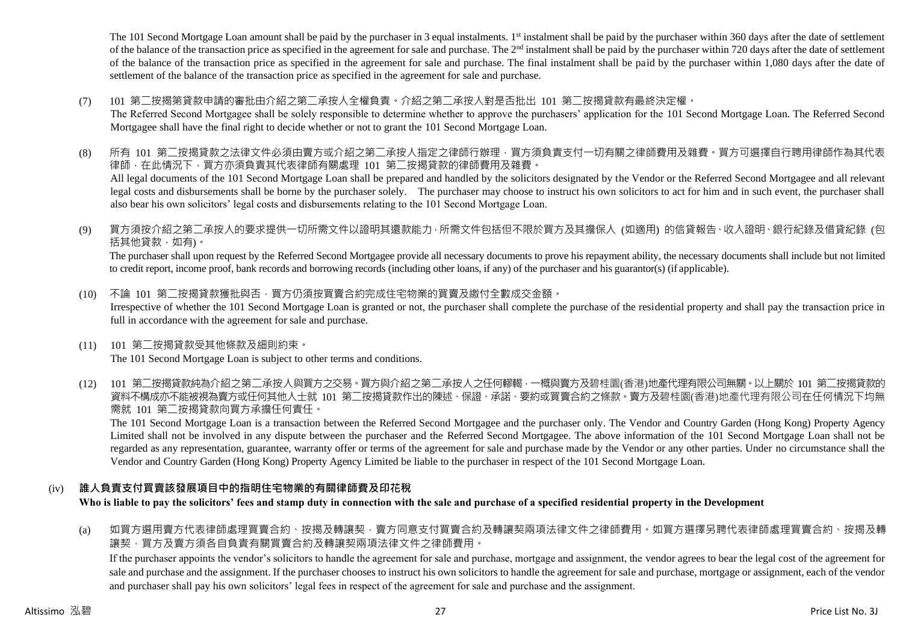The 101 Second Mortgage Loan amount shall be paid by the purchaser in 3 equal instalments. 1st instalment shall be paid by the purchaser within 360 days after the date of settlement of the balance of the transaction price as specified in the agreement for sale and purchase. The 2nd instalment shall be paid by the purchaser within 720 days after the date of settlement of the balance of the transaction price as specified in the agreement for sale and purchase. The final instalment shall be paid by the purchaser within 1,080 days after the date of settlement of the balance of the transaction price as specified in the agreement for sale and purchase.

(7) 101 第二按揭第貸款申請的審批由介紹之第二承按人全權負責。介紹之第二承按人對是否批出 101 第二按揭貸款有最終決定權。
The Referred Second Mortgagee shall be solely responsible to determine whether to approve the purchasers' application for the 101 Second Mortgage Loan. The Referred Second Mortgagee shall have the final right to decide whether or not to grant the 101 Second Mortgage Loan.

(8) 所有 101 第二按揭貸款之法律文件必須由賣方或介紹之第二承按人指定之律師行辦理，買方須負責支付一切有關之律師費用及雜費。買方可選擇自行聘用律師作為其代表律師，在此情況下，買方亦須負責其代表律師有關處理 101 第二按揭貸款的律師費用及雜費。
All legal documents of the 101 Second Mortgage Loan shall be prepared and handled by the solicitors designated by the Vendor or the Referred Second Mortgagee and all relevant legal costs and disbursements shall be borne by the purchaser solely. The purchaser may choose to instruct his own solicitors to act for him and in such event, the purchaser shall also bear his own solicitors' legal costs and disbursements relating to the 101 Second Mortgage Loan.

(9) 買方須按介紹之第二承按人的要求提供一切所需文件以證明其還款能力，所需文件包括但不限於買方及其擔保人 (如適用) 的信貸報告、收入證明、銀行紀錄及借貸紀錄 (包括其他貸款，如有)。
The purchaser shall upon request by the Referred Second Mortgagee provide all necessary documents to prove his repayment ability, the necessary documents shall include but not limited to credit report, income proof, bank records and borrowing records (including other loans, if any) of the purchaser and his guarantor(s) (if applicable).

(10) 不論 101 第二按揭貸款獲批與否，買方仍須按買賣合約完成住宅物業的買賣及繳付全數成交金額。
Irrespective of whether the 101 Second Mortgage Loan is granted or not, the purchaser shall complete the purchase of the residential property and shall pay the transaction price in full in accordance with the agreement for sale and purchase.

(11) 101 第二按揭貸款受其他條款及細則約束。
The 101 Second Mortgage Loan is subject to other terms and conditions.

(12) 101 第二按揭貸款純為介紹之第二承按人與買方之交易。買方與介紹之第二承按人之任何轇輵，一概與賣方及碧桂園(香港)地產代理有限公司無關。以上關於 101 第二按揭貸款的資料不構成亦不能被視為賣方或任何其他人士就 101 第二按揭貸款作出的陳述、保證、承諾、要約或買賣合約之條款。賣方及碧桂園(香港)地產代理有限公司在任何情況下均無需就 101 第二按揭貸款向買方承擔任何責任。
The 101 Second Mortgage Loan is a transaction between the Referred Second Mortgagee and the purchaser only. The Vendor and Country Garden (Hong Kong) Property Agency Limited shall not be involved in any dispute between the purchaser and the Referred Second Mortgagee. The above information of the 101 Second Mortgage Loan shall not be regarded as any representation, guarantee, warranty offer or terms of the agreement for sale and purchase made by the Vendor or any other parties. Under no circumstance shall the Vendor and Country Garden (Hong Kong) Property Agency Limited be liable to the purchaser in respect of the 101 Second Mortgage Loan.

### (iv) 誰人負責支付買賣該發展項目中的指明住宅物業的有關律師費及印花稅
**Who is liable to pay the solicitors' fees and stamp duty in connection with the sale and purchase of a specified residential property in the Development**

(a) 如買方選用賣方代表律師處理買賣合約、按揭及轉讓契，賣方同意支付買賣合約及轉讓契兩項法律文件之律師費用。如買方選擇另聘代表律師處理買賣合約、按揭及轉讓契，買方及賣方須各自負責有關買賣合約及轉讓契兩項法律文件之律師費用。
If the purchaser appoints the vendor's solicitors to handle the agreement for sale and purchase, mortgage and assignment, the vendor agrees to bear the legal cost of the agreement for sale and purchase and the assignment. If the purchaser chooses to instruct his own solicitors to handle the agreement for sale and purchase, mortgage or assignment, each of the vendor and purchaser shall pay his own solicitors' legal fees in respect of the agreement for sale and purchase and the assignment.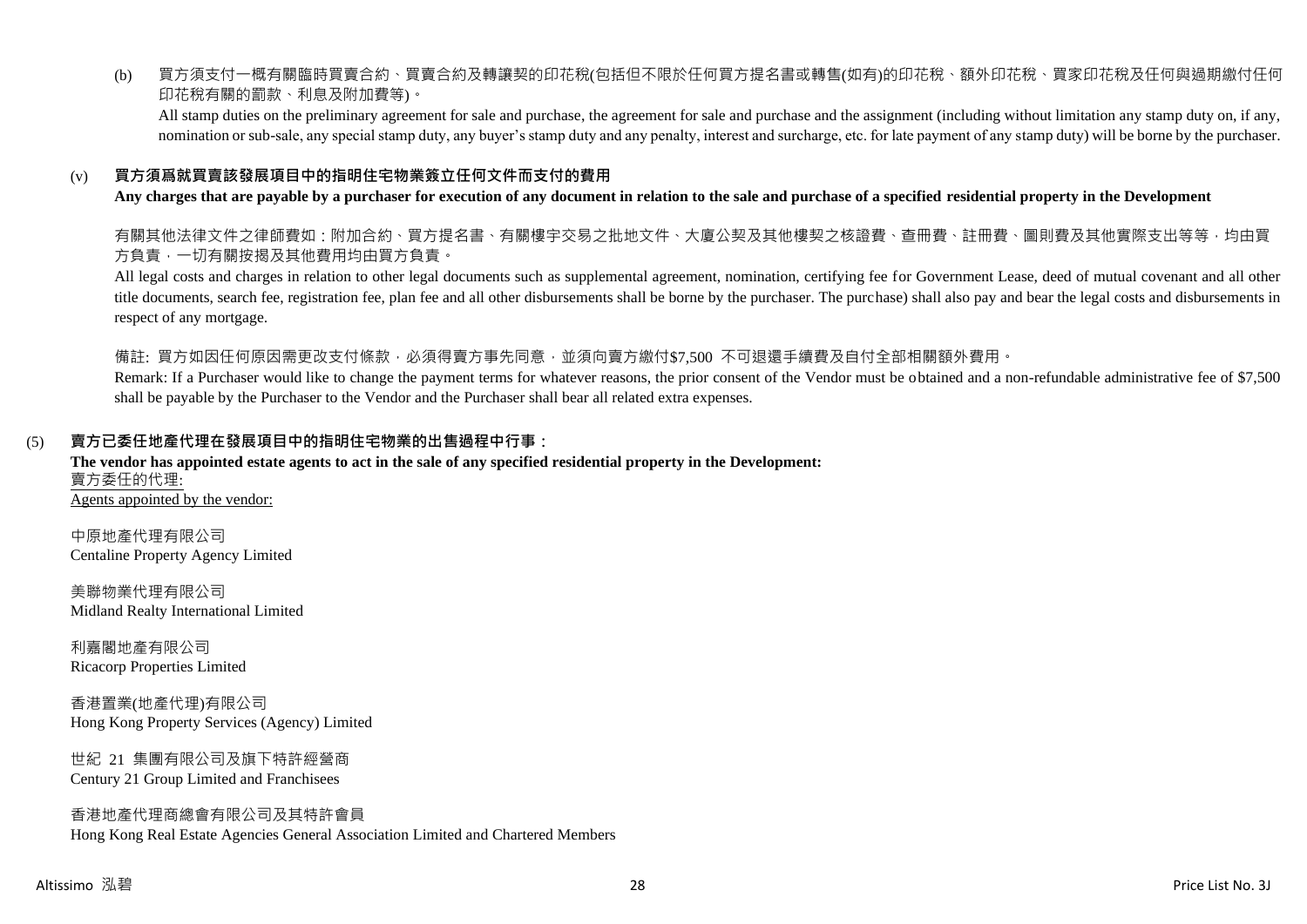(b) 買方須支付一概有關臨時買賣合約、買賣合約及轉讓契的印花稅(包括但不限於任何買方提名書或轉售(如有)的印花稅、額外印花稅、買家印花稅及任何與過期繳付任何印花稅有關的罰款、利息及附加費等)。

All stamp duties on the preliminary agreement for sale and purchase, the agreement for sale and purchase and the assignment (including without limitation any stamp duty on, if any, nomination or sub-sale, any special stamp duty, any buyer's stamp duty and any penalty, interest and surcharge, etc. for late payment of any stamp duty) will be borne by the purchaser.

### (v) 買方須爲就買賣該發展項目中的指明住宅物業簽立任何文件而支付的費用

**Any charges that are payable by a purchaser for execution of any document in relation to the sale and purchase of a specified residential property in the Development**

有關其他法律文件之律師費如：附加合約、買方提名書、有關樓宇交易之批地文件、大廈公契及其他樓契之核證費、查冊費、註冊費、圖則費及其他實際支出等等，均由買方負責，一切有關按揭及其他費用均由買方負責。

All legal costs and charges in relation to other legal documents such as supplemental agreement, nomination, certifying fee for Government Lease, deed of mutual covenant and all other title documents, search fee, registration fee, plan fee and all other disbursements shall be borne by the purchaser. The purchase) shall also pay and bear the legal costs and disbursements in respect of any mortgage.

備註: 買方如因任何原因需更改支付條款，必須得賣方事先同意，並須向賣方繳付$7,500 不可退還手續費及自付全部相關額外費用。

Remark: If a Purchaser would like to change the payment terms for whatever reasons, the prior consent of the Vendor must be obtained and a non-refundable administrative fee of $7,500 shall be payable by the Purchaser to the Vendor and the Purchaser shall bear all related extra expenses.

## (5) 賣方已委任地產代理在發展項目中的指明住宅物業的出售過程中行事：

**The vendor has appointed estate agents to act in the sale of any specified residential property in the Development:**

賣方委任的代理:
Agents appointed by the vendor:

中原地產代理有限公司
Centaline Property Agency Limited

美聯物業代理有限公司
Midland Realty International Limited

利嘉閣地產有限公司
Ricacorp Properties Limited

香港置業(地產代理)有限公司
Hong Kong Property Services (Agency) Limited

世紀 21 集團有限公司及旗下特許經營商
Century 21 Group Limited and Franchisees

香港地產代理商總會有限公司及其特許會員
Hong Kong Real Estate Agencies General Association Limited and Chartered Members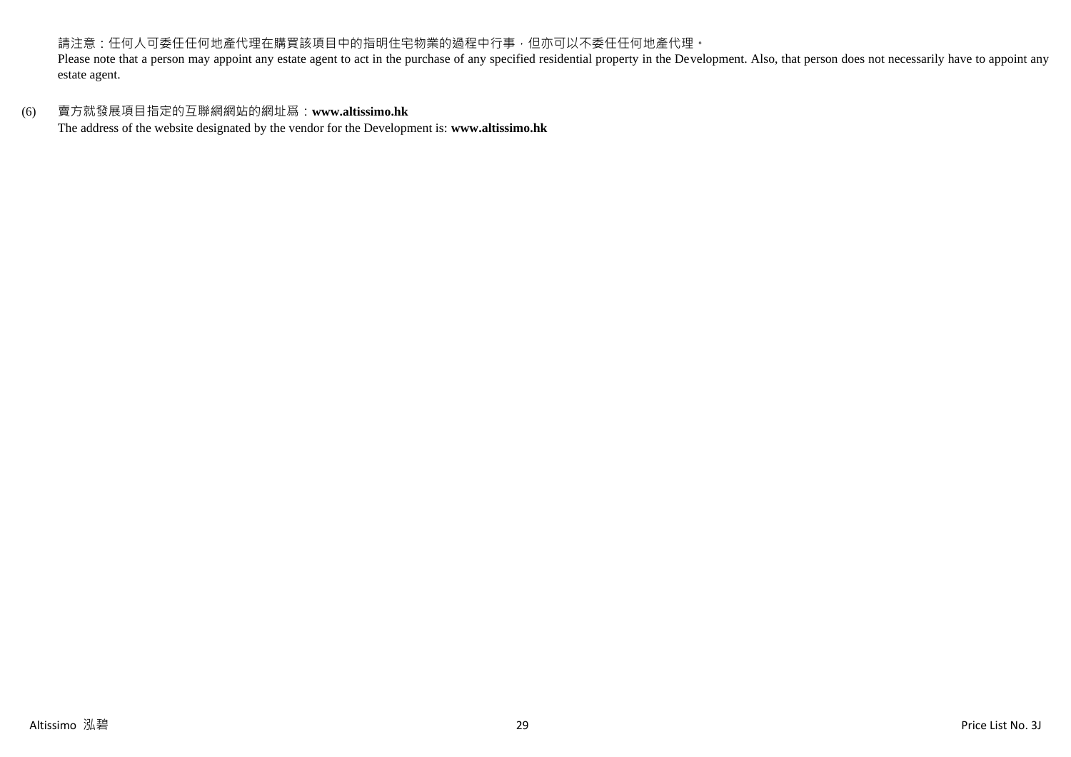請注意：任何人可委任任何地產代理在購買該項目中的指明住宅物業的過程中行事，但亦可以不委任任何地產代理。

Please note that a person may appoint any estate agent to act in the purchase of any specified residential property in the Development. Also, that person does not necessarily have to appoint any estate agent.

(6) 賣方就發展項目指定的互聯網網站的網址爲：**www.altissimo.hk**

The address of the website designated by the vendor for the Development is: **www.altissimo.hk**